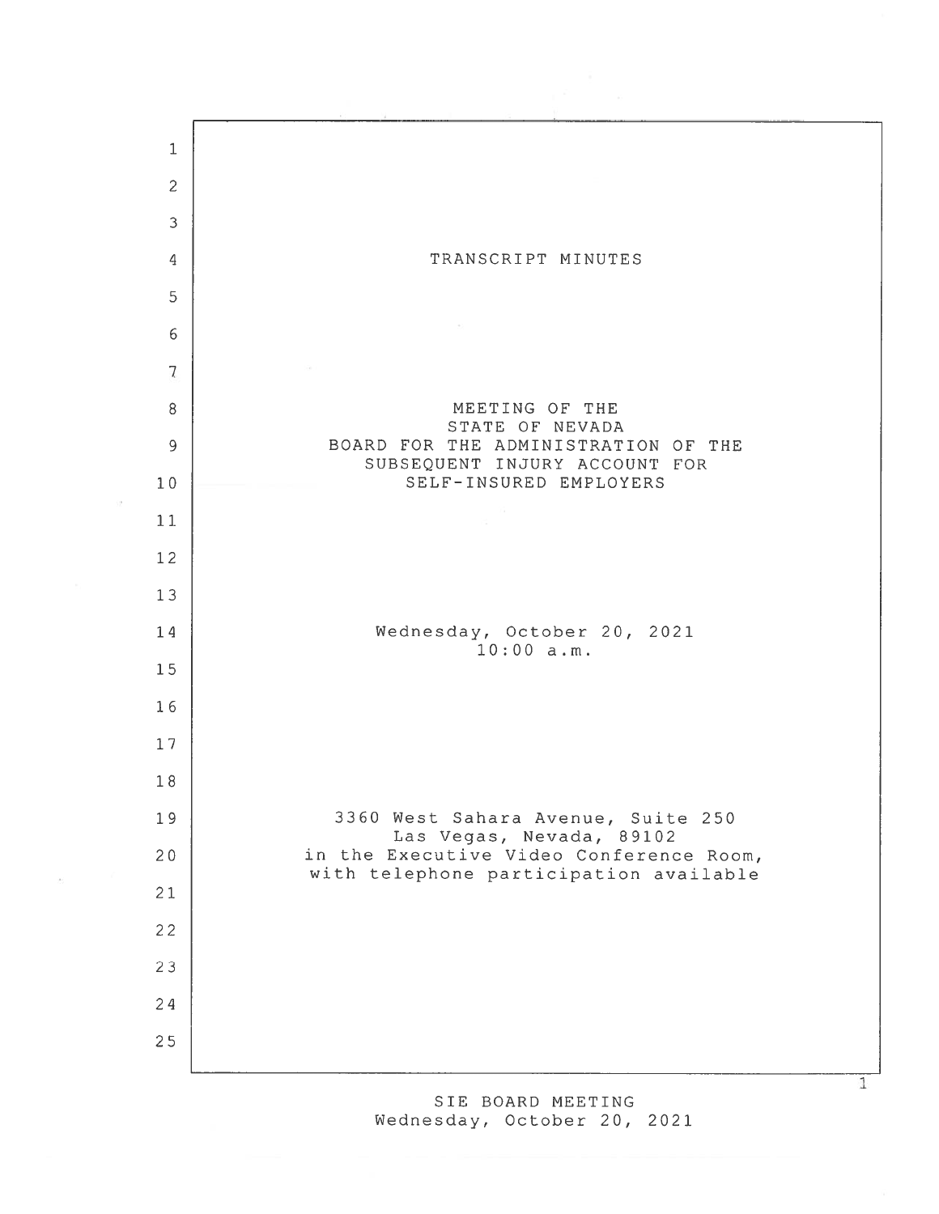# TRANSCRIPT MINUTES

## MEETING OF THE STATE OF NEVADA BOARD FOR THE ADMINISTRATION OF THE SUBSEQUENT INJURY ACCOUNT FOR SELF-INSURED EMPLOYERS

Wednesday, October 20, 2021
10:00 a.m.

3360 West Sahara Avenue, Suite 250
Las Vegas, Nevada, 89102
in the Executive Video Conference Room,
with telephone participation available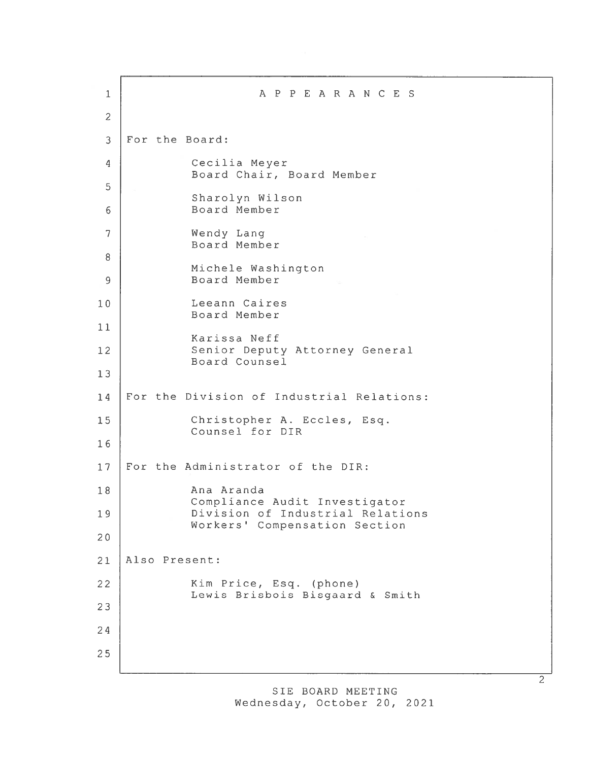# APPEARANCES

For the Board:

Cecilia Meyer
Board Chair, Board Member

Sharolyn Wilson
Board Member

Wendy Lang
Board Member

Michele Washington
Board Member

Leeann Caires
Board Member

Karissa Neff
Senior Deputy Attorney General
Board Counsel

For the Division of Industrial Relations:

Christopher A. Eccles, Esq.
Counsel for DIR

For the Administrator of the DIR:

Ana Aranda
Compliance Audit Investigator
Division of Industrial Relations
Workers' Compensation Section

Also Present:

Kim Price, Esq. (phone)
Lewis Brisbois Bisgaard & Smith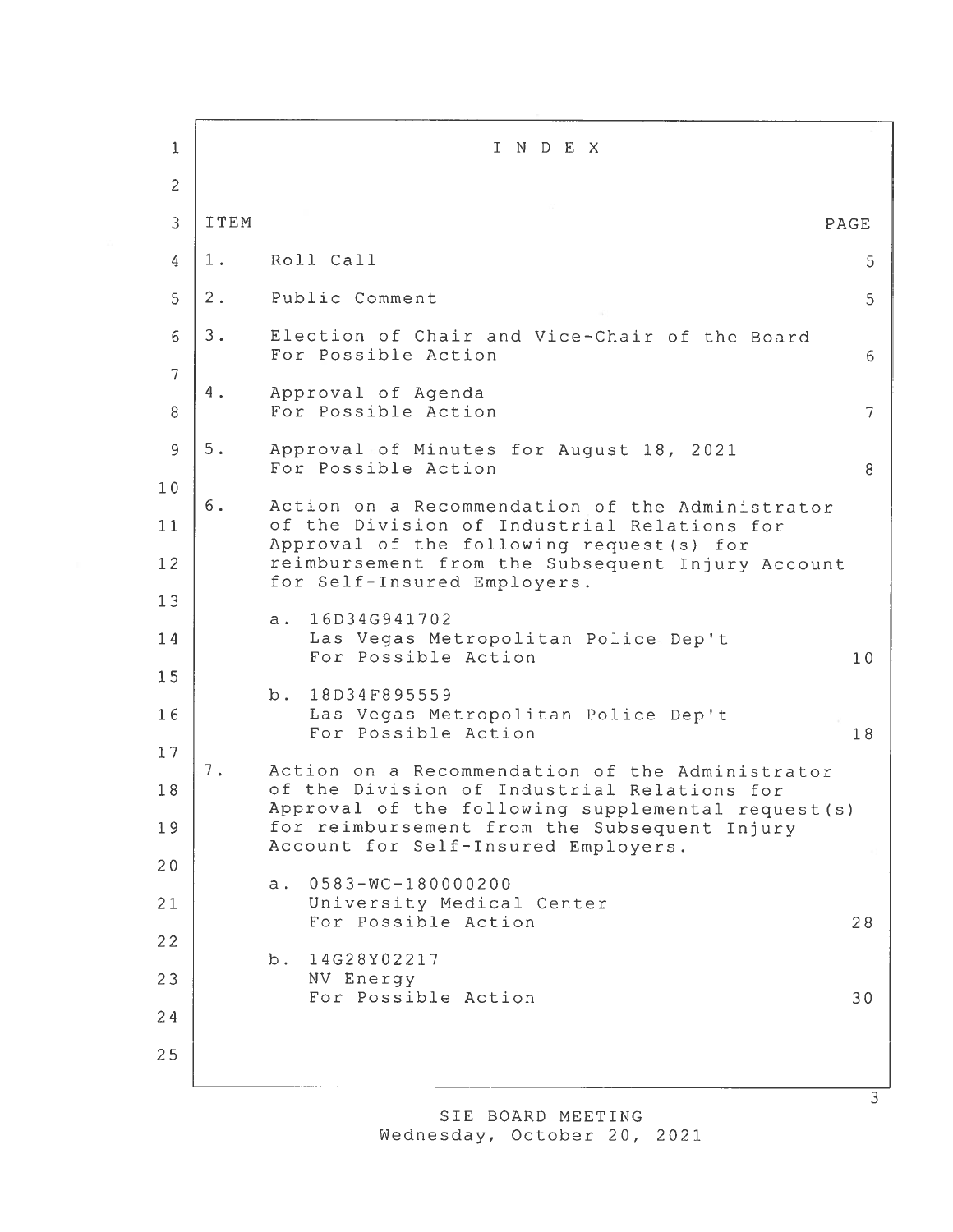# INDEX

| ITEM | | PAGE |
|---|---|---|
| 1. | Roll Call | 5 |
| 2. | Public Comment | 5 |
| 3. | Election of Chair and Vice-Chair of the Board For Possible Action | 6 |
| 4. | Approval of Agenda For Possible Action | 7 |
| 5. | Approval of Minutes for August 18, 2021 For Possible Action | 8 |
| 6. | Action on a Recommendation of the Administrator of the Division of Industrial Relations for Approval of the following request(s) for reimbursement from the Subsequent Injury Account for Self-Insured Employers. | |
| | a. 16D34G941702 Las Vegas Metropolitan Police Dep't For Possible Action | 10 |
| | b. 18D34F895559 Las Vegas Metropolitan Police Dep't For Possible Action | 18 |
| 7. | Action on a Recommendation of the Administrator of the Division of Industrial Relations for Approval of the following supplemental request(s) for reimbursement from the Subsequent Injury Account for Self-Insured Employers. | |
| | a. 0583-WC-180000200 University Medical Center For Possible Action | 28 |
| | b. 14G28Y02217 NV Energy For Possible Action | 30 |

SIE BOARD MEETING
Wednesday, October 20, 2021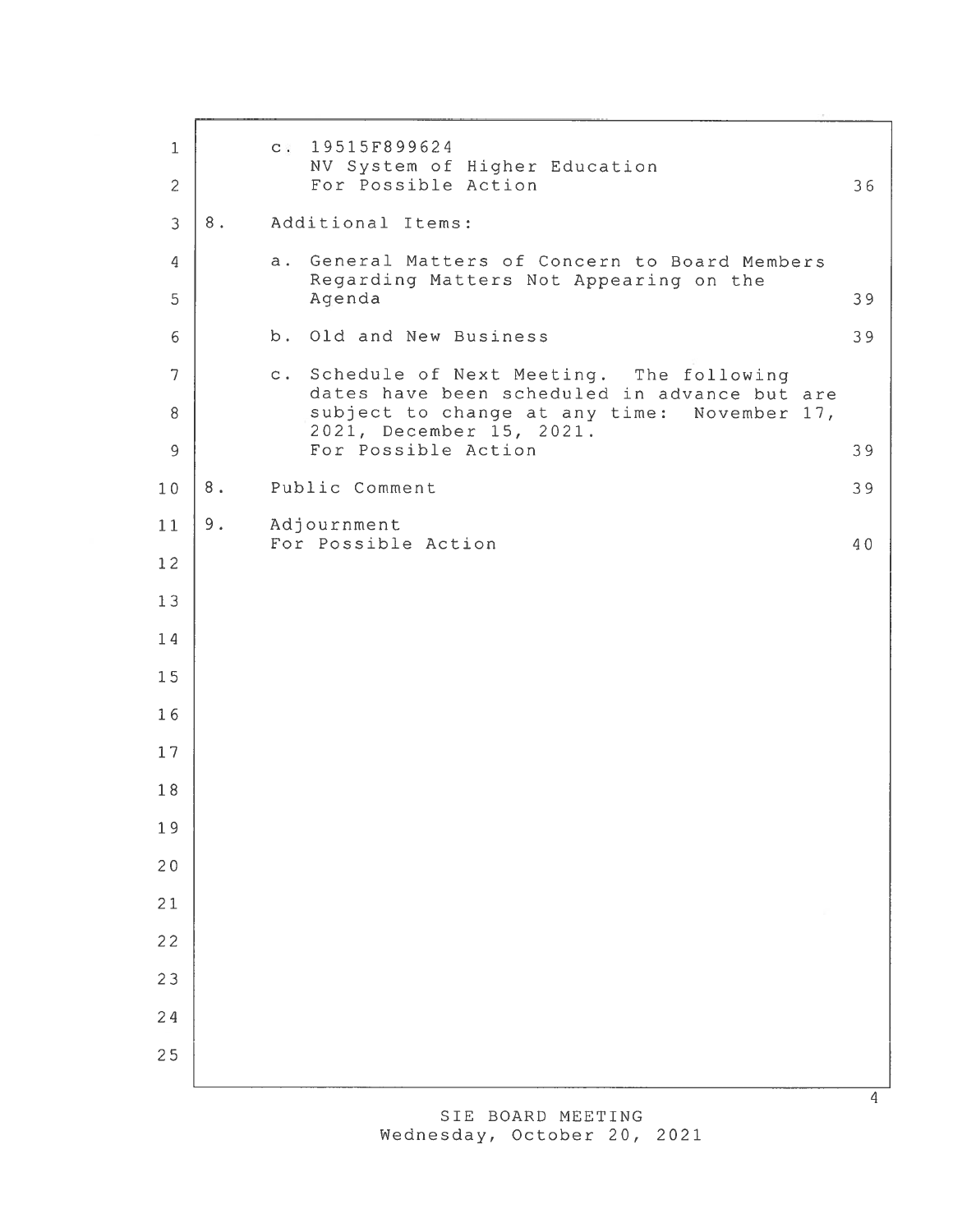| | | |
|---|---|---|
| | c. 19515F899624<br>NV System of Higher Education<br>For Possible Action | 36 |
| 8. | Additional Items: | |
| | a. General Matters of Concern to Board Members Regarding Matters Not Appearing on the Agenda | 39 |
| | b. Old and New Business | 39 |
| | c. Schedule of Next Meeting. The following dates have been scheduled in advance but are subject to change at any time: November 17, 2021, December 15, 2021.<br>For Possible Action | 39 |
| 8. | Public Comment | 39 |
| 9. | Adjournment<br>For Possible Action | 40 |

SIE BOARD MEETING
Wednesday, October 20, 2021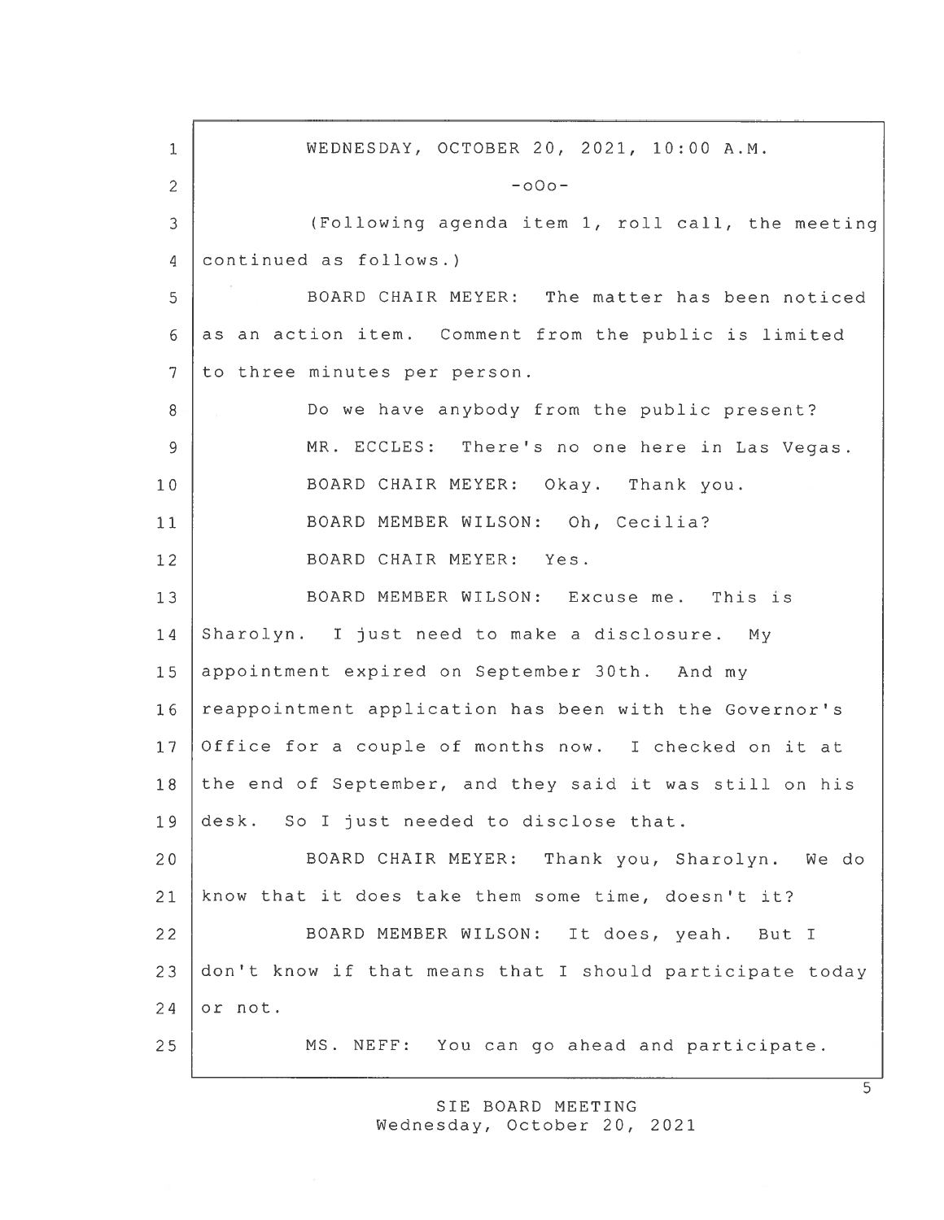WEDNESDAY, OCTOBER 20, 2021, 10:00 A.M.

-oOo-

(Following agenda item 1, roll call, the meeting continued as follows.)

BOARD CHAIR MEYER: The matter has been noticed as an action item. Comment from the public is limited to three minutes per person.

Do we have anybody from the public present?

MR. ECCLES: There's no one here in Las Vegas.

BOARD CHAIR MEYER: Okay. Thank you.

BOARD MEMBER WILSON: Oh, Cecilia?

BOARD CHAIR MEYER: Yes.

BOARD MEMBER WILSON: Excuse me. This is Sharolyn. I just need to make a disclosure. My appointment expired on September 30th. And my reappointment application has been with the Governor's Office for a couple of months now. I checked on it at the end of September, and they said it was still on his desk. So I just needed to disclose that.

BOARD CHAIR MEYER: Thank you, Sharolyn. We do know that it does take them some time, doesn't it?

BOARD MEMBER WILSON: It does, yeah. But I don't know if that means that I should participate today or not.

MS. NEFF: You can go ahead and participate.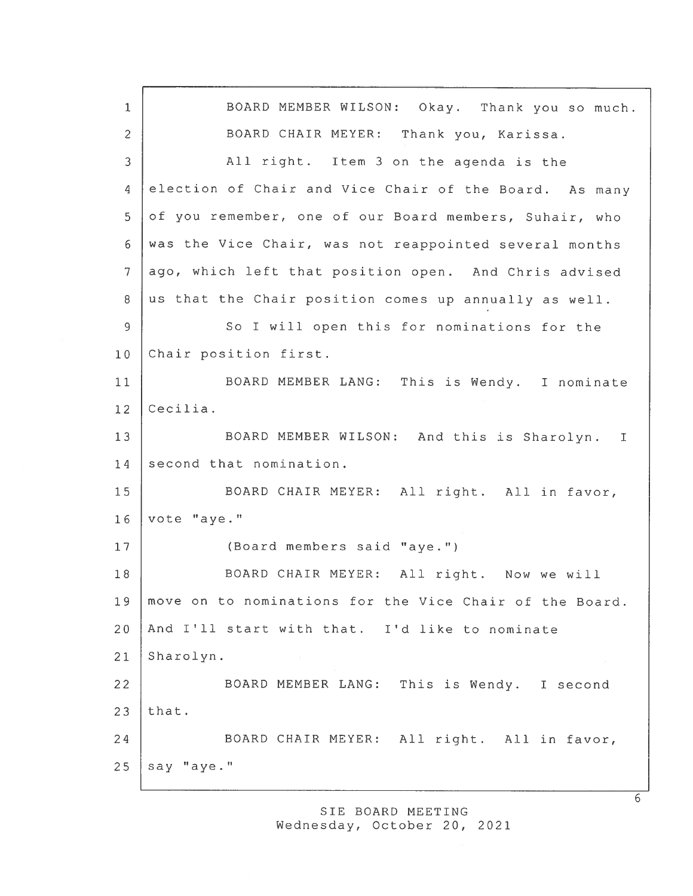BOARD MEMBER WILSON: Okay. Thank you so much.

BOARD CHAIR MEYER: Thank you, Karissa.

All right. Item 3 on the agenda is the election of Chair and Vice Chair of the Board. As many of you remember, one of our Board members, Suhair, who was the Vice Chair, was not reappointed several months ago, which left that position open. And Chris advised us that the Chair position comes up annually as well.

So I will open this for nominations for the Chair position first.

BOARD MEMBER LANG: This is Wendy. I nominate Cecilia.

BOARD MEMBER WILSON: And this is Sharolyn. I second that nomination.

BOARD CHAIR MEYER: All right. All in favor, vote "aye."

(Board members said "aye.")

BOARD CHAIR MEYER: All right. Now we will move on to nominations for the Vice Chair of the Board. And I'll start with that. I'd like to nominate Sharolyn.

BOARD MEMBER LANG: This is Wendy. I second that.

BOARD CHAIR MEYER: All right. All in favor, say "aye."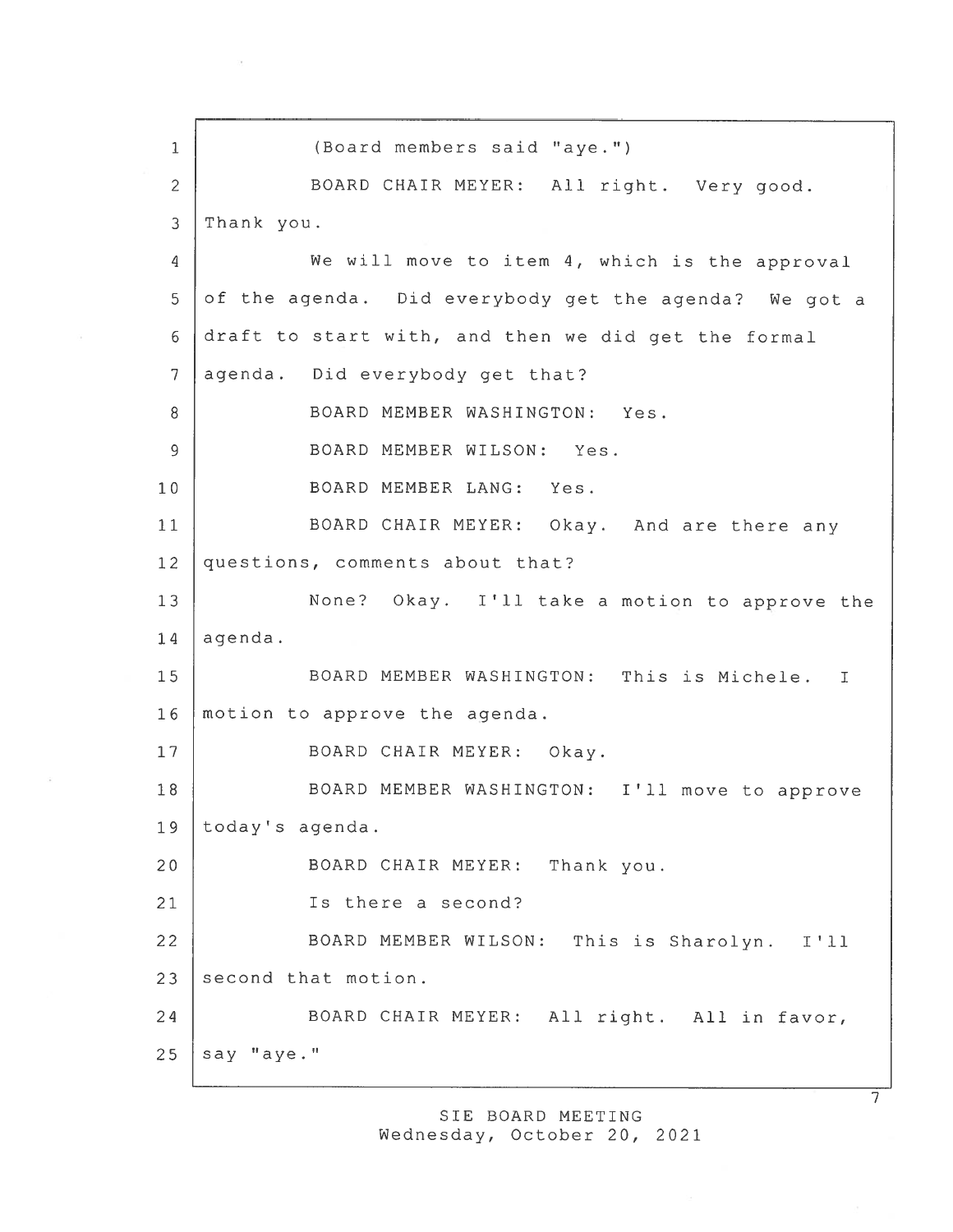(Board members said "aye.")

BOARD CHAIR MEYER: All right. Very good. Thank you.

We will move to item 4, which is the approval of the agenda. Did everybody get the agenda? We got a draft to start with, and then we did get the formal agenda. Did everybody get that?

BOARD MEMBER WASHINGTON: Yes.

BOARD MEMBER WILSON: Yes.

BOARD MEMBER LANG: Yes.

BOARD CHAIR MEYER: Okay. And are there any questions, comments about that?

None? Okay. I'll take a motion to approve the agenda.

BOARD MEMBER WASHINGTON: This is Michele. I motion to approve the agenda.

BOARD CHAIR MEYER: Okay.

BOARD MEMBER WASHINGTON: I'll move to approve today's agenda.

BOARD CHAIR MEYER: Thank you.

Is there a second?

BOARD MEMBER WILSON: This is Sharolyn. I'll second that motion.

BOARD CHAIR MEYER: All right. All in favor, say "aye."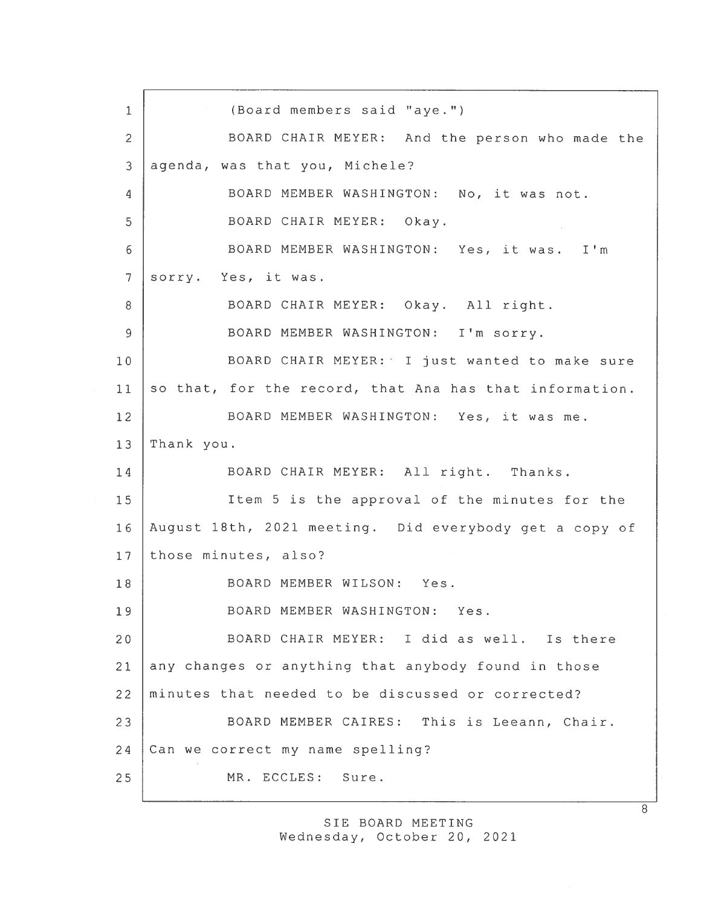(Board members said "aye.")

BOARD CHAIR MEYER: And the person who made the agenda, was that you, Michele?

BOARD MEMBER WASHINGTON: No, it was not.

BOARD CHAIR MEYER: Okay.

BOARD MEMBER WASHINGTON: Yes, it was. I'm sorry. Yes, it was.

BOARD CHAIR MEYER: Okay. All right.

BOARD MEMBER WASHINGTON: I'm sorry.

BOARD CHAIR MEYER: I just wanted to make sure so that, for the record, that Ana has that information.

BOARD MEMBER WASHINGTON: Yes, it was me. Thank you.

BOARD CHAIR MEYER: All right. Thanks.

Item 5 is the approval of the minutes for the August 18th, 2021 meeting. Did everybody get a copy of those minutes, also?

BOARD MEMBER WILSON: Yes.

BOARD MEMBER WASHINGTON: Yes.

BOARD CHAIR MEYER: I did as well. Is there any changes or anything that anybody found in those minutes that needed to be discussed or corrected?

BOARD MEMBER CAIRES: This is Leeann, Chair. Can we correct my name spelling?

MR. ECCLES: Sure.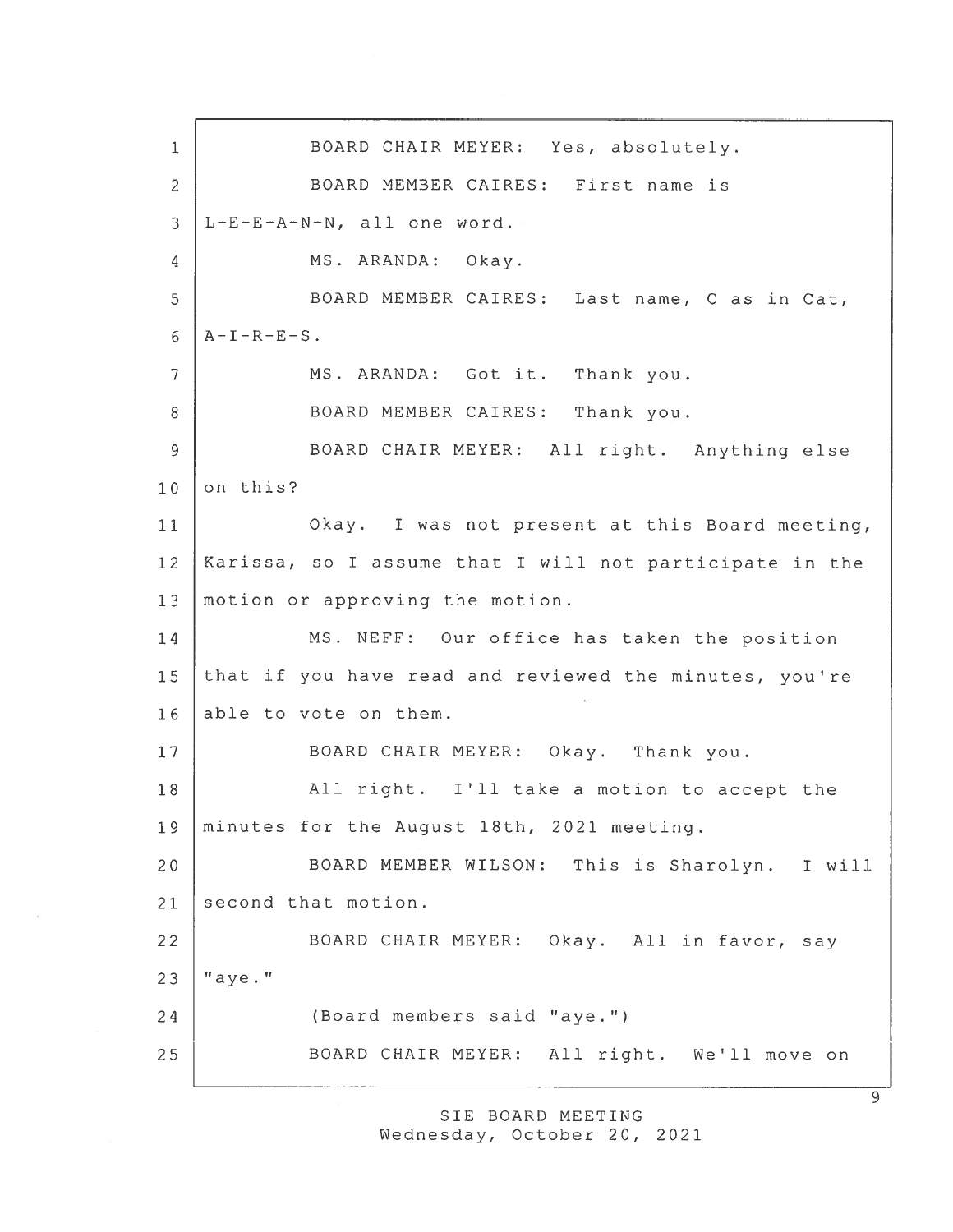BOARD CHAIR MEYER: Yes, absolutely.

BOARD MEMBER CAIRES: First name is L-E-E-A-N-N, all one word.

MS. ARANDA: Okay.

BOARD MEMBER CAIRES: Last name, C as in Cat, A-I-R-E-S.

MS. ARANDA: Got it. Thank you.

BOARD MEMBER CAIRES: Thank you.

BOARD CHAIR MEYER: All right. Anything else on this?

Okay. I was not present at this Board meeting, Karissa, so I assume that I will not participate in the motion or approving the motion.

MS. NEFF: Our office has taken the position that if you have read and reviewed the minutes, you're able to vote on them.

BOARD CHAIR MEYER: Okay. Thank you.

All right. I'll take a motion to accept the minutes for the August 18th, 2021 meeting.

BOARD MEMBER WILSON: This is Sharolyn. I will second that motion.

BOARD CHAIR MEYER: Okay. All in favor, say "aye."

(Board members said "aye.")

BOARD CHAIR MEYER: All right. We'll move on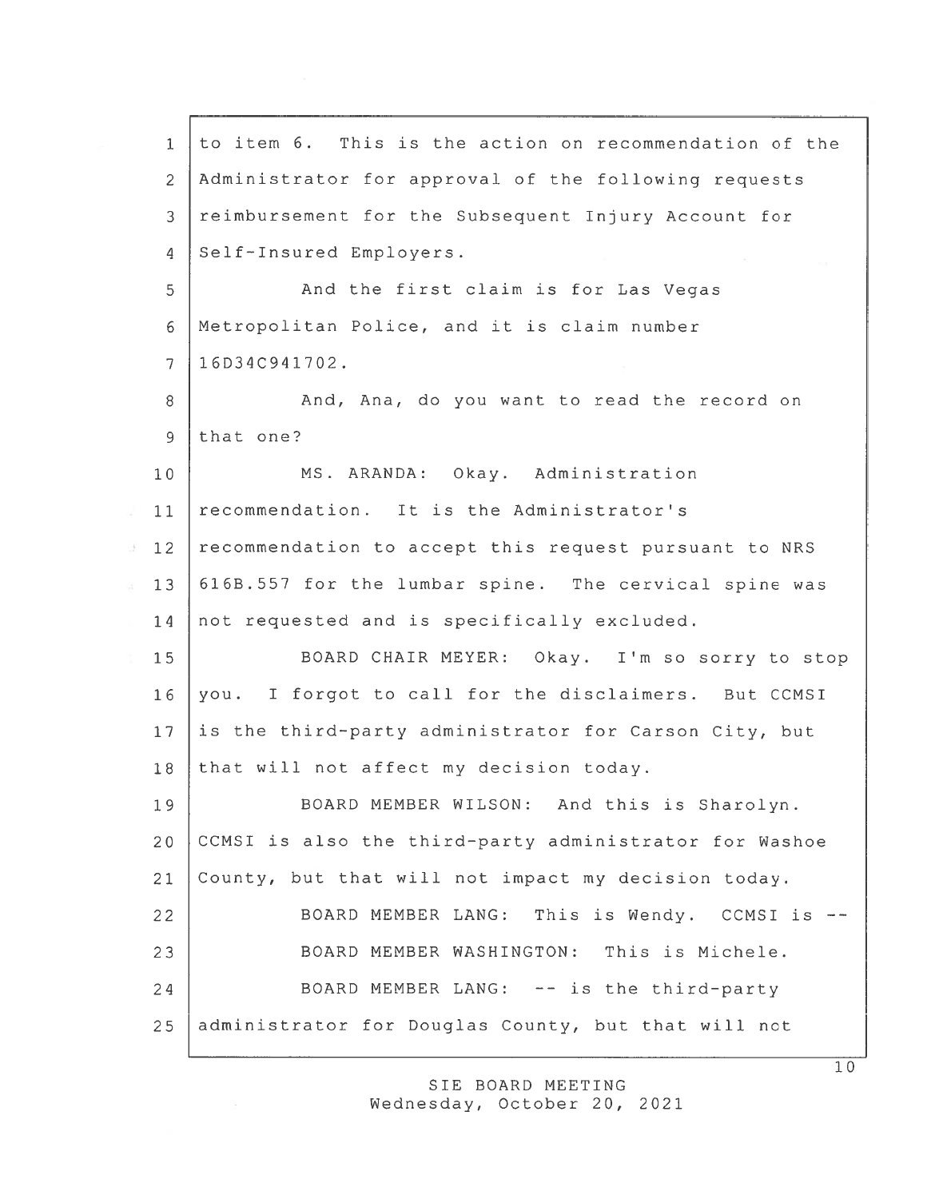to item 6. This is the action on recommendation of the Administrator for approval of the following requests reimbursement for the Subsequent Injury Account for Self-Insured Employers.

And the first claim is for Las Vegas Metropolitan Police, and it is claim number 16D34C941702.

And, Ana, do you want to read the record on that one?

MS. ARANDA: Okay. Administration recommendation. It is the Administrator's recommendation to accept this request pursuant to NRS 616B.557 for the lumbar spine. The cervical spine was not requested and is specifically excluded.

BOARD CHAIR MEYER: Okay. I'm so sorry to stop you. I forgot to call for the disclaimers. But CCMSI is the third-party administrator for Carson City, but that will not affect my decision today.

BOARD MEMBER WILSON: And this is Sharolyn. CCMSI is also the third-party administrator for Washoe County, but that will not impact my decision today.

BOARD MEMBER LANG: This is Wendy. CCMSI is --

BOARD MEMBER WASHINGTON: This is Michele.

BOARD MEMBER LANG: -- is the third-party administrator for Douglas County, but that will not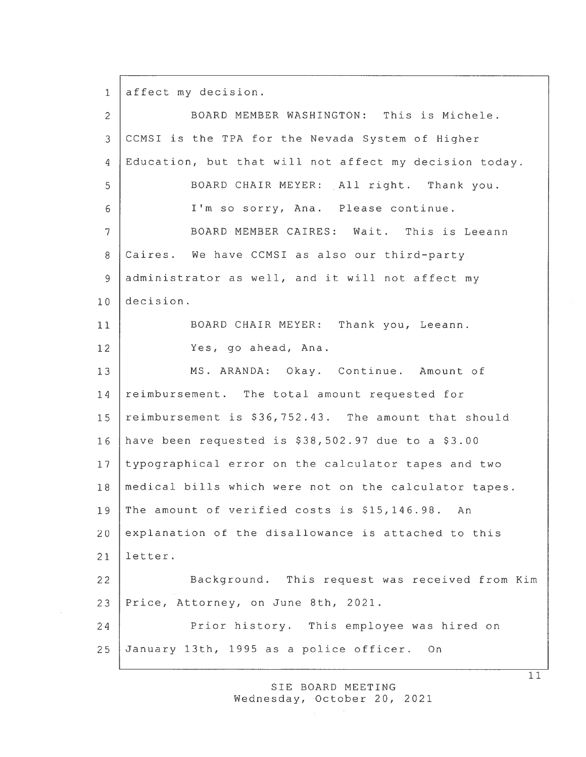affect my decision.

BOARD MEMBER WASHINGTON: This is Michele. CCMSI is the TPA for the Nevada System of Higher Education, but that will not affect my decision today.

BOARD CHAIR MEYER: All right. Thank you.

I'm so sorry, Ana. Please continue.

BOARD MEMBER CAIRES: Wait. This is Leeann Caires. We have CCMSI as also our third-party administrator as well, and it will not affect my decision.

BOARD CHAIR MEYER: Thank you, Leeann.

Yes, go ahead, Ana.

MS. ARANDA: Okay. Continue. Amount of reimbursement. The total amount requested for reimbursement is $36,752.43. The amount that should have been requested is $38,502.97 due to a $3.00 typographical error on the calculator tapes and two medical bills which were not on the calculator tapes. The amount of verified costs is $15,146.98. An explanation of the disallowance is attached to this letter.

Background. This request was received from Kim Price, Attorney, on June 8th, 2021.

Prior history. This employee was hired on January 13th, 1995 as a police officer. On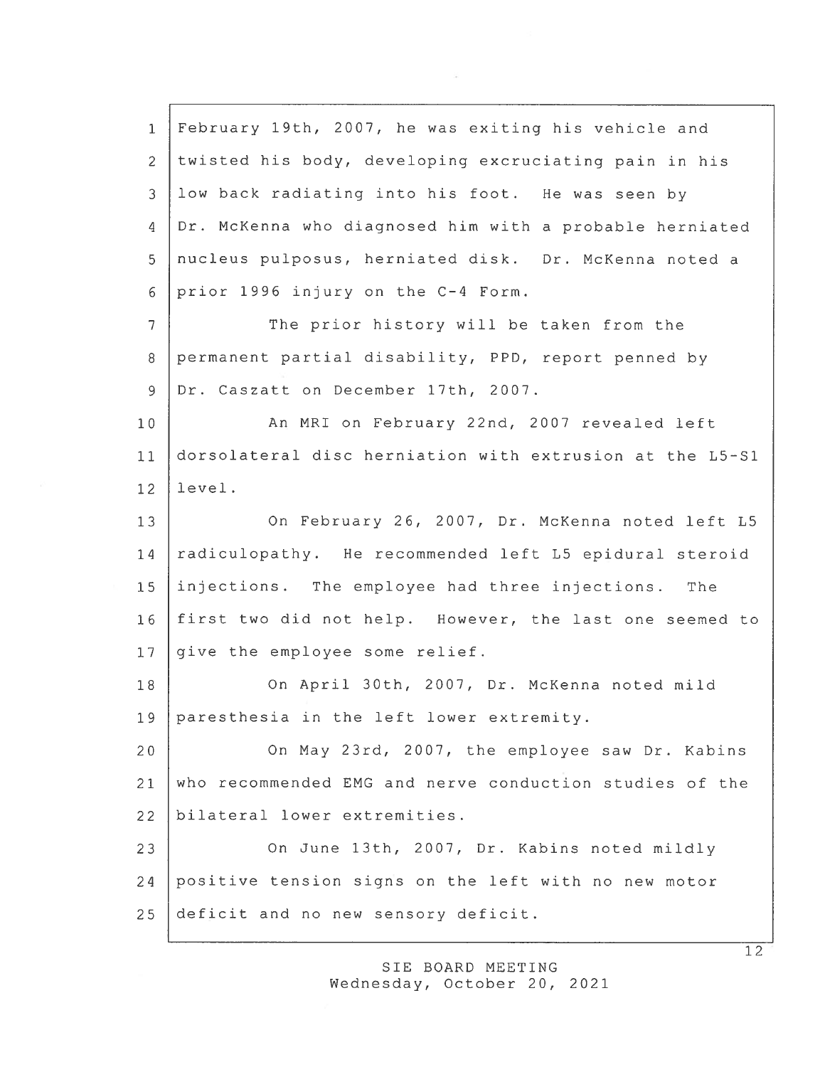February 19th, 2007, he was exiting his vehicle and twisted his body, developing excruciating pain in his low back radiating into his foot. He was seen by Dr. McKenna who diagnosed him with a probable herniated nucleus pulposus, herniated disk. Dr. McKenna noted a prior 1996 injury on the C-4 Form.

The prior history will be taken from the permanent partial disability, PPD, report penned by Dr. Caszatt on December 17th, 2007.

An MRI on February 22nd, 2007 revealed left dorsolateral disc herniation with extrusion at the L5-S1 level.

On February 26, 2007, Dr. McKenna noted left L5 radiculopathy. He recommended left L5 epidural steroid injections. The employee had three injections. The first two did not help. However, the last one seemed to give the employee some relief.

On April 30th, 2007, Dr. McKenna noted mild paresthesia in the left lower extremity.

On May 23rd, 2007, the employee saw Dr. Kabins who recommended EMG and nerve conduction studies of the bilateral lower extremities.

On June 13th, 2007, Dr. Kabins noted mildly positive tension signs on the left with no new motor deficit and no new sensory deficit.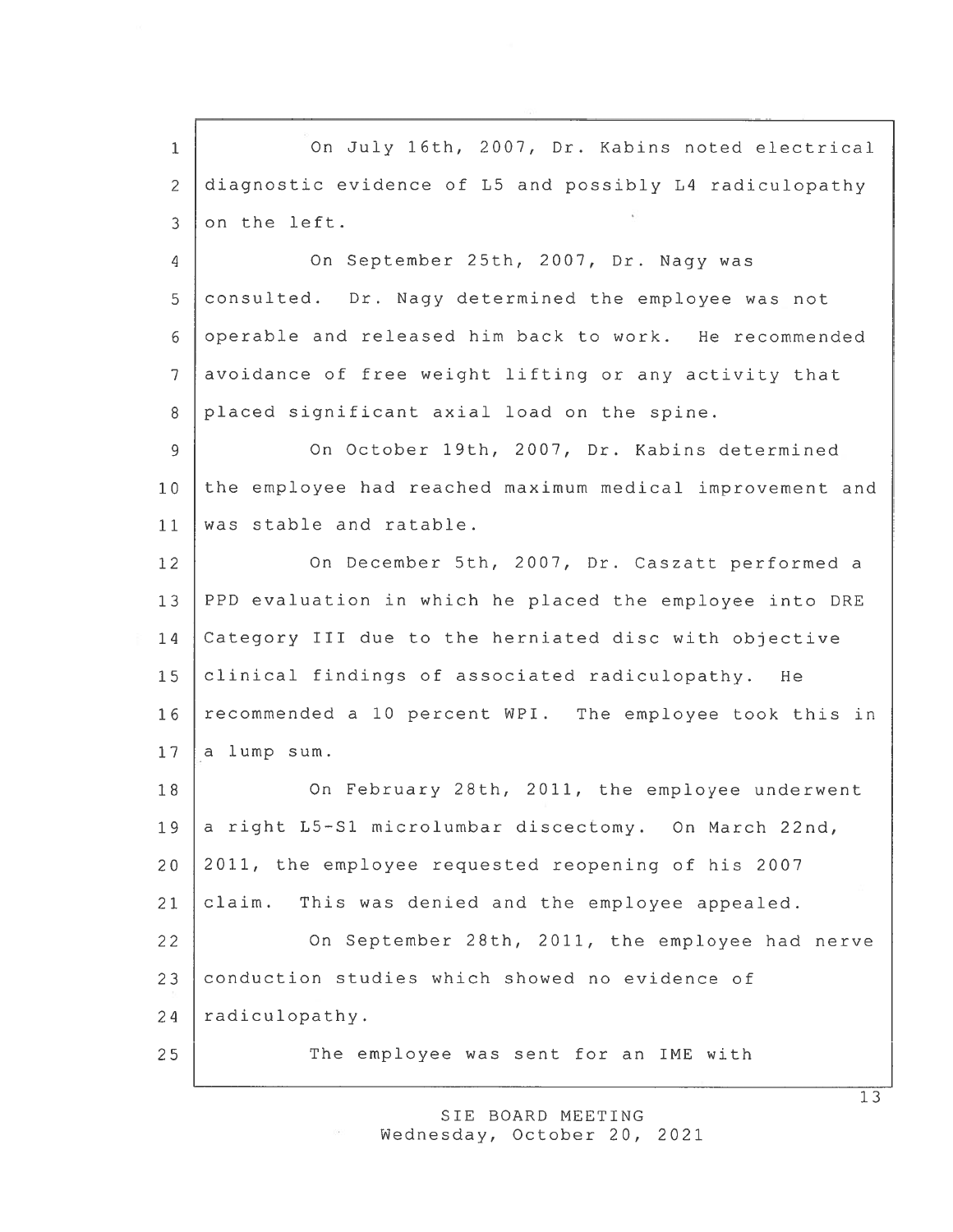On July 16th, 2007, Dr. Kabins noted electrical diagnostic evidence of L5 and possibly L4 radiculopathy on the left.

On September 25th, 2007, Dr. Nagy was consulted. Dr. Nagy determined the employee was not operable and released him back to work. He recommended avoidance of free weight lifting or any activity that placed significant axial load on the spine.

On October 19th, 2007, Dr. Kabins determined the employee had reached maximum medical improvement and was stable and ratable.

On December 5th, 2007, Dr. Caszatt performed a PPD evaluation in which he placed the employee into DRE Category III due to the herniated disc with objective clinical findings of associated radiculopathy. He recommended a 10 percent WPI. The employee took this in a lump sum.

On February 28th, 2011, the employee underwent a right L5-S1 microlumbar discectomy. On March 22nd, 2011, the employee requested reopening of his 2007 claim. This was denied and the employee appealed.

On September 28th, 2011, the employee had nerve conduction studies which showed no evidence of radiculopathy.

The employee was sent for an IME with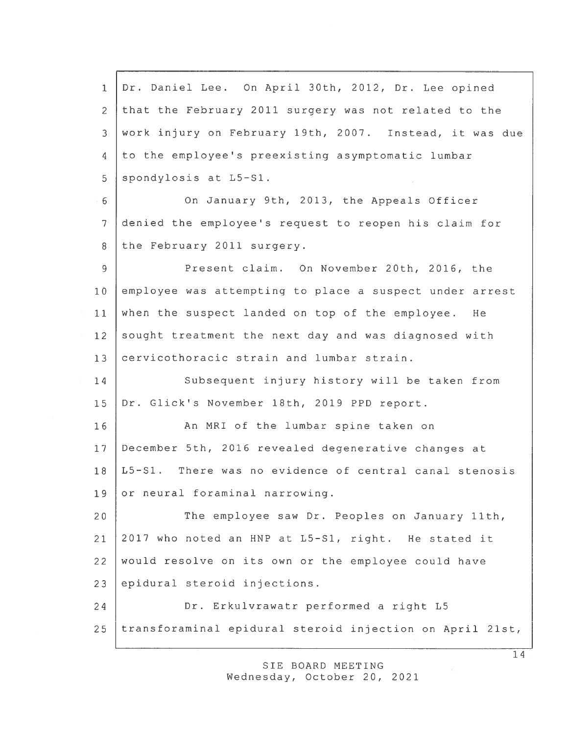Dr. Daniel Lee. On April 30th, 2012, Dr. Lee opined that the February 2011 surgery was not related to the work injury on February 19th, 2007. Instead, it was due to the employee's preexisting asymptomatic lumbar spondylosis at L5-S1.

On January 9th, 2013, the Appeals Officer denied the employee's request to reopen his claim for the February 2011 surgery.

Present claim. On November 20th, 2016, the employee was attempting to place a suspect under arrest when the suspect landed on top of the employee. He sought treatment the next day and was diagnosed with cervicothoracic strain and lumbar strain.

Subsequent injury history will be taken from Dr. Glick's November 18th, 2019 PPD report.

An MRI of the lumbar spine taken on December 5th, 2016 revealed degenerative changes at L5-S1. There was no evidence of central canal stenosis or neural foraminal narrowing.

The employee saw Dr. Peoples on January 11th, 2017 who noted an HNP at L5-S1, right. He stated it would resolve on its own or the employee could have epidural steroid injections.

Dr. Erkulvrawatr performed a right L5 transforaminal epidural steroid injection on April 21st,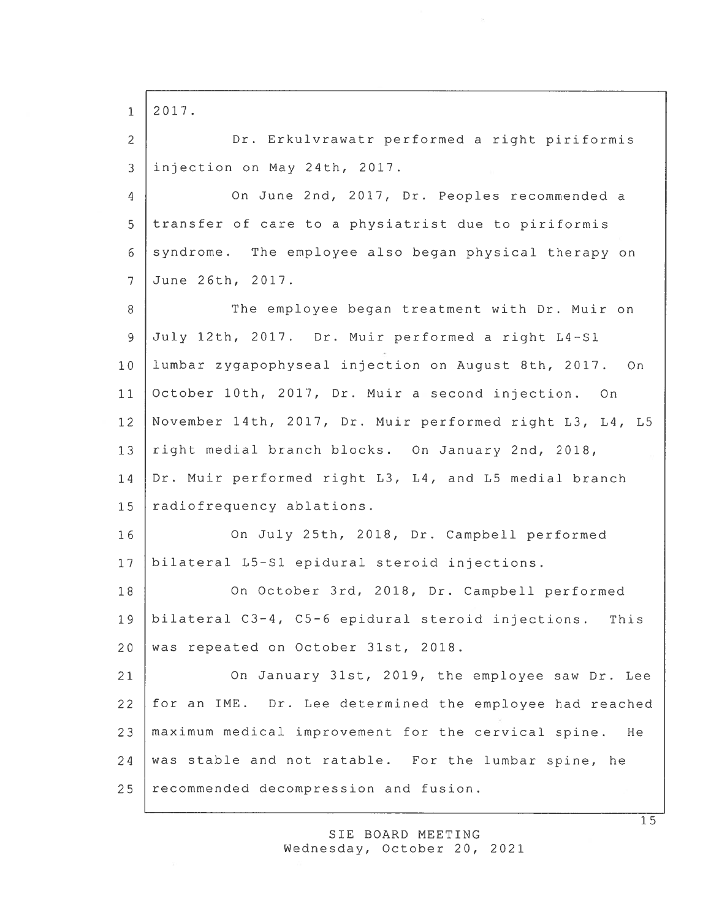2017.

Dr. Erkulvrawatr performed a right piriformis injection on May 24th, 2017.

On June 2nd, 2017, Dr. Peoples recommended a transfer of care to a physiatrist due to piriformis syndrome. The employee also began physical therapy on June 26th, 2017.

The employee began treatment with Dr. Muir on July 12th, 2017. Dr. Muir performed a right L4-S1 lumbar zygapophyseal injection on August 8th, 2017. On October 10th, 2017, Dr. Muir a second injection. On November 14th, 2017, Dr. Muir performed right L3, L4, L5 right medial branch blocks. On January 2nd, 2018, Dr. Muir performed right L3, L4, and L5 medial branch radiofrequency ablations.

On July 25th, 2018, Dr. Campbell performed bilateral L5-S1 epidural steroid injections.

On October 3rd, 2018, Dr. Campbell performed bilateral C3-4, C5-6 epidural steroid injections. This was repeated on October 31st, 2018.

On January 31st, 2019, the employee saw Dr. Lee for an IME. Dr. Lee determined the employee had reached maximum medical improvement for the cervical spine. He was stable and not ratable. For the lumbar spine, he recommended decompression and fusion.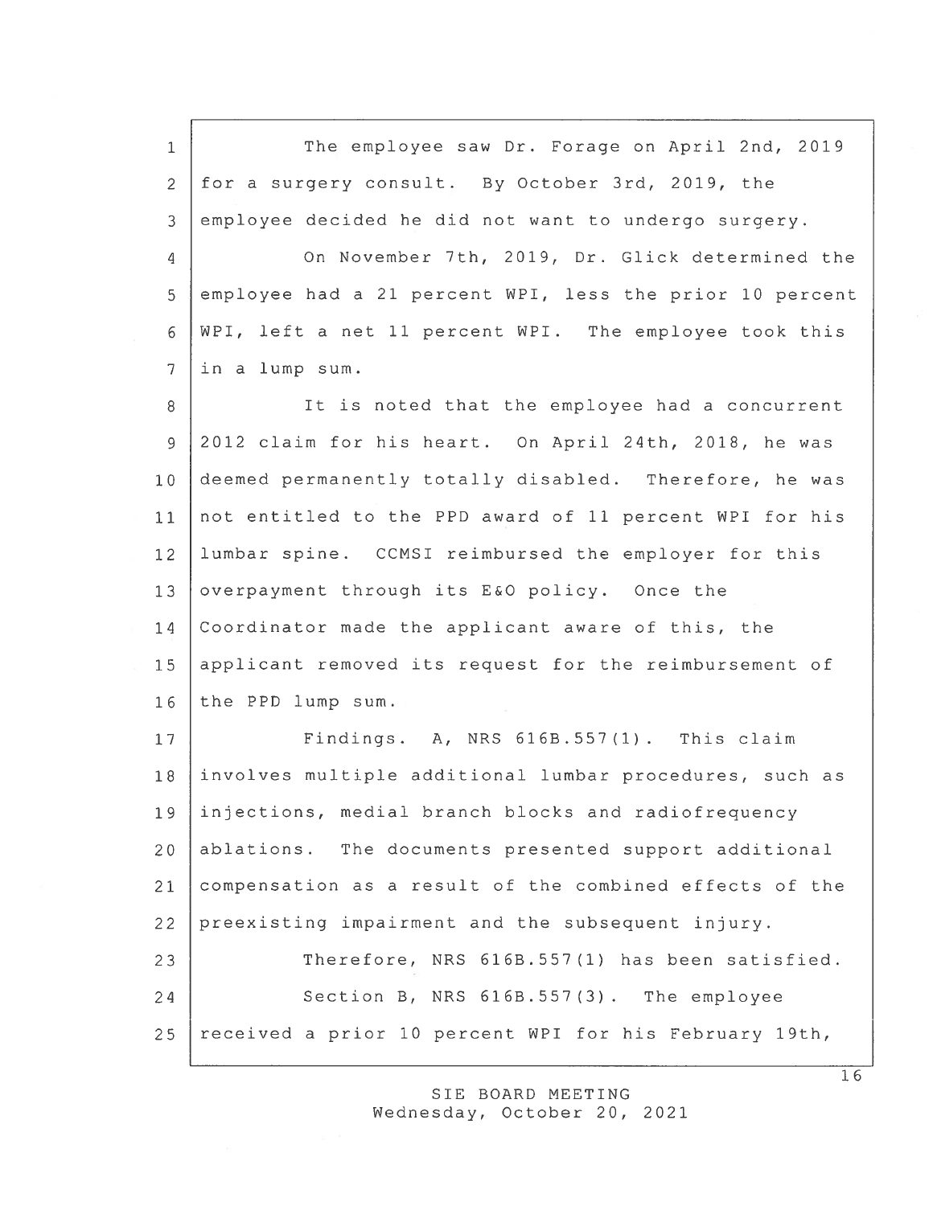The employee saw Dr. Forage on April 2nd, 2019 for a surgery consult. By October 3rd, 2019, the employee decided he did not want to undergo surgery.

On November 7th, 2019, Dr. Glick determined the employee had a 21 percent WPI, less the prior 10 percent WPI, left a net 11 percent WPI. The employee took this in a lump sum.

It is noted that the employee had a concurrent 2012 claim for his heart. On April 24th, 2018, he was deemed permanently totally disabled. Therefore, he was not entitled to the PPD award of 11 percent WPI for his lumbar spine. CCMSI reimbursed the employer for this overpayment through its E&O policy. Once the Coordinator made the applicant aware of this, the applicant removed its request for the reimbursement of the PPD lump sum.

Findings. A, NRS 616B.557(1). This claim involves multiple additional lumbar procedures, such as injections, medial branch blocks and radiofrequency ablations. The documents presented support additional compensation as a result of the combined effects of the preexisting impairment and the subsequent injury.

Therefore, NRS 616B.557(1) has been satisfied.

Section B, NRS 616B.557(3). The employee received a prior 10 percent WPI for his February 19th,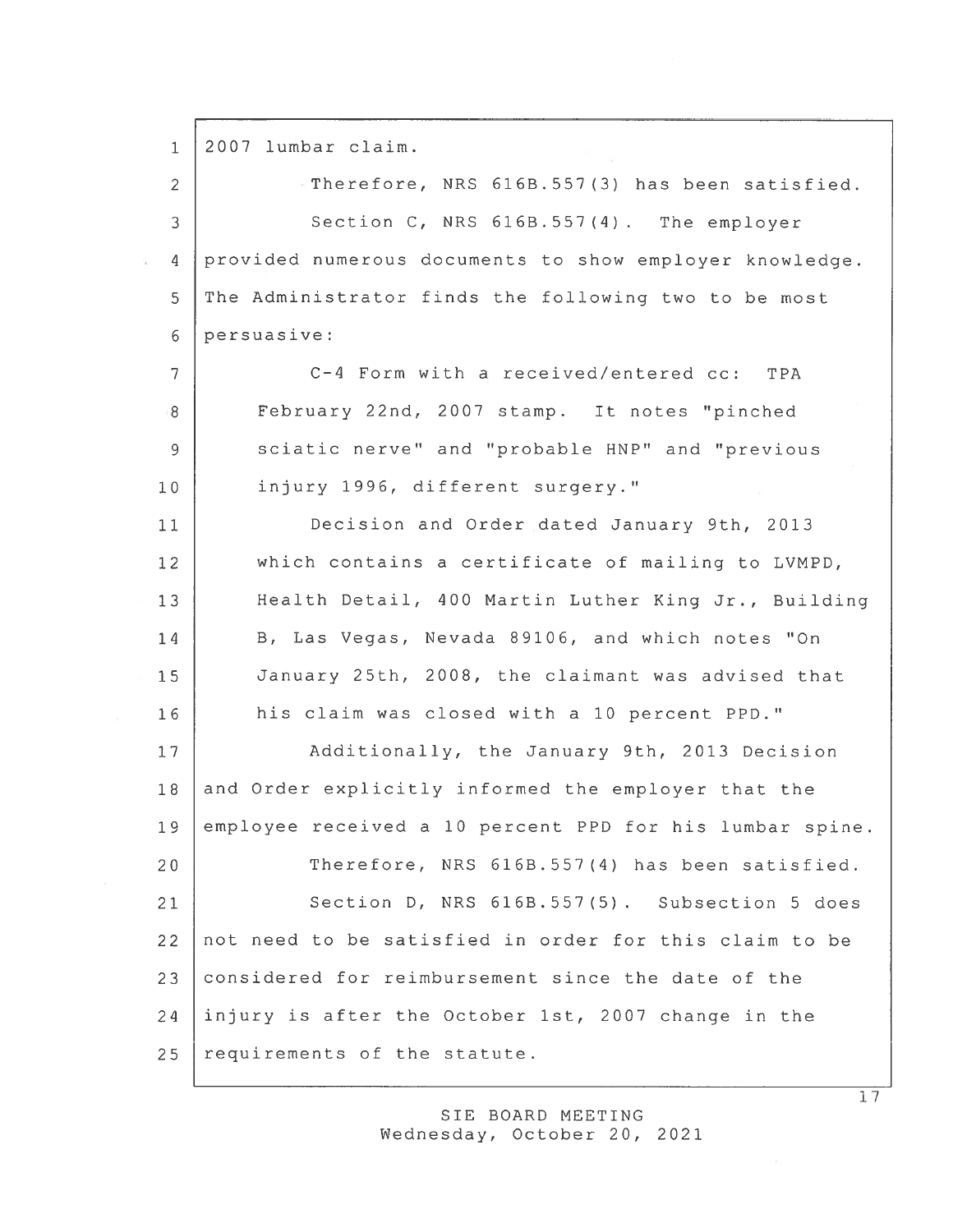2007 lumbar claim.

Therefore, NRS 616B.557(3) has been satisfied.

Section C, NRS 616B.557(4). The employer provided numerous documents to show employer knowledge. The Administrator finds the following two to be most persuasive:

> C-4 Form with a received/entered cc: TPA February 22nd, 2007 stamp. It notes "pinched sciatic nerve" and "probable HNP" and "previous injury 1996, different surgery."
>
> Decision and Order dated January 9th, 2013 which contains a certificate of mailing to LVMPD, Health Detail, 400 Martin Luther King Jr., Building B, Las Vegas, Nevada 89106, and which notes "On January 25th, 2008, the claimant was advised that his claim was closed with a 10 percent PPD."

Additionally, the January 9th, 2013 Decision and Order explicitly informed the employer that the employee received a 10 percent PPD for his lumbar spine.

Therefore, NRS 616B.557(4) has been satisfied.

Section D, NRS 616B.557(5). Subsection 5 does not need to be satisfied in order for this claim to be considered for reimbursement since the date of the injury is after the October 1st, 2007 change in the requirements of the statute.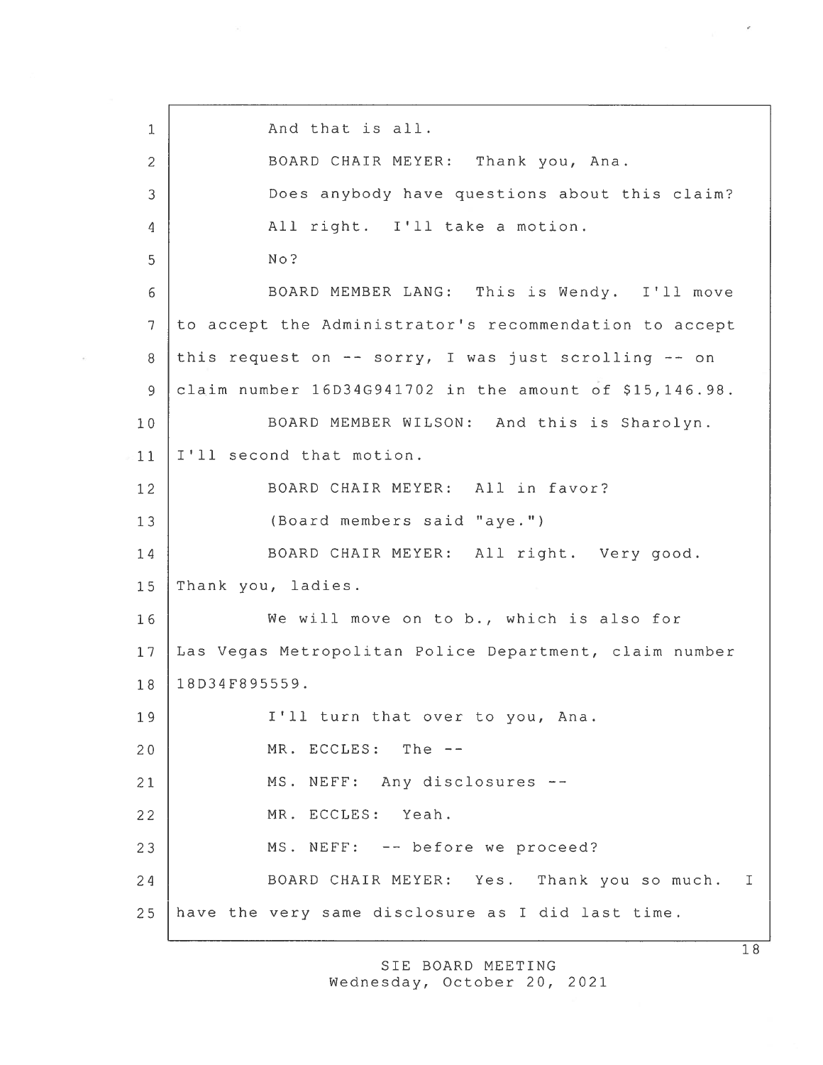And that is all.

BOARD CHAIR MEYER: Thank you, Ana.

Does anybody have questions about this claim?

All right. I'll take a motion.

No?

BOARD MEMBER LANG: This is Wendy. I'll move to accept the Administrator's recommendation to accept this request on -- sorry, I was just scrolling -- on claim number 16D34G941702 in the amount of $15,146.98.

BOARD MEMBER WILSON: And this is Sharolyn. I'll second that motion.

BOARD CHAIR MEYER: All in favor?

(Board members said "aye.")

BOARD CHAIR MEYER: All right. Very good. Thank you, ladies.

We will move on to b., which is also for Las Vegas Metropolitan Police Department, claim number 18D34F895559.

I'll turn that over to you, Ana.

MR. ECCLES: The --

MS. NEFF: Any disclosures --

MR. ECCLES: Yeah.

MS. NEFF: -- before we proceed?

BOARD CHAIR MEYER: Yes. Thank you so much. I have the very same disclosure as I did last time.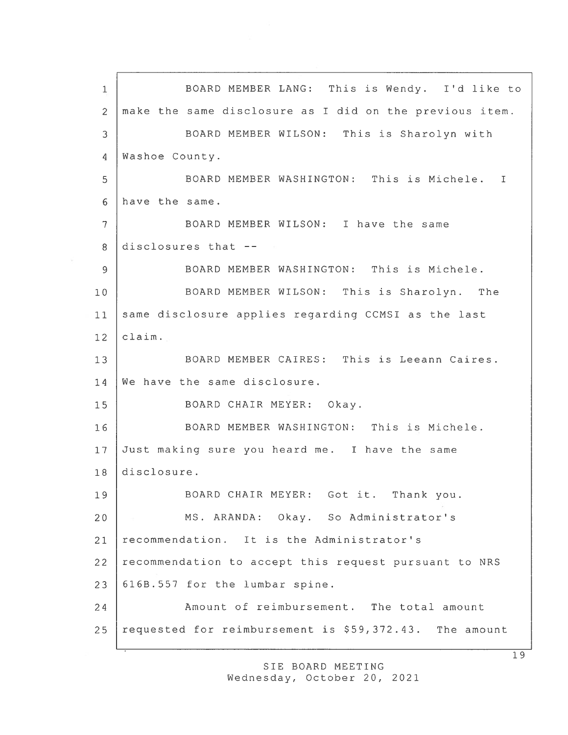BOARD MEMBER LANG: This is Wendy. I'd like to make the same disclosure as I did on the previous item.

BOARD MEMBER WILSON: This is Sharolyn with Washoe County.

BOARD MEMBER WASHINGTON: This is Michele. I have the same.

BOARD MEMBER WILSON: I have the same disclosures that --

BOARD MEMBER WASHINGTON: This is Michele.

BOARD MEMBER WILSON: This is Sharolyn. The same disclosure applies regarding CCMSI as the last claim.

BOARD MEMBER CAIRES: This is Leeann Caires. We have the same disclosure.

BOARD CHAIR MEYER: Okay.

BOARD MEMBER WASHINGTON: This is Michele. Just making sure you heard me. I have the same disclosure.

BOARD CHAIR MEYER: Got it. Thank you.

MS. ARANDA: Okay. So Administrator's recommendation. It is the Administrator's recommendation to accept this request pursuant to NRS 616B.557 for the lumbar spine.

Amount of reimbursement. The total amount requested for reimbursement is $59,372.43. The amount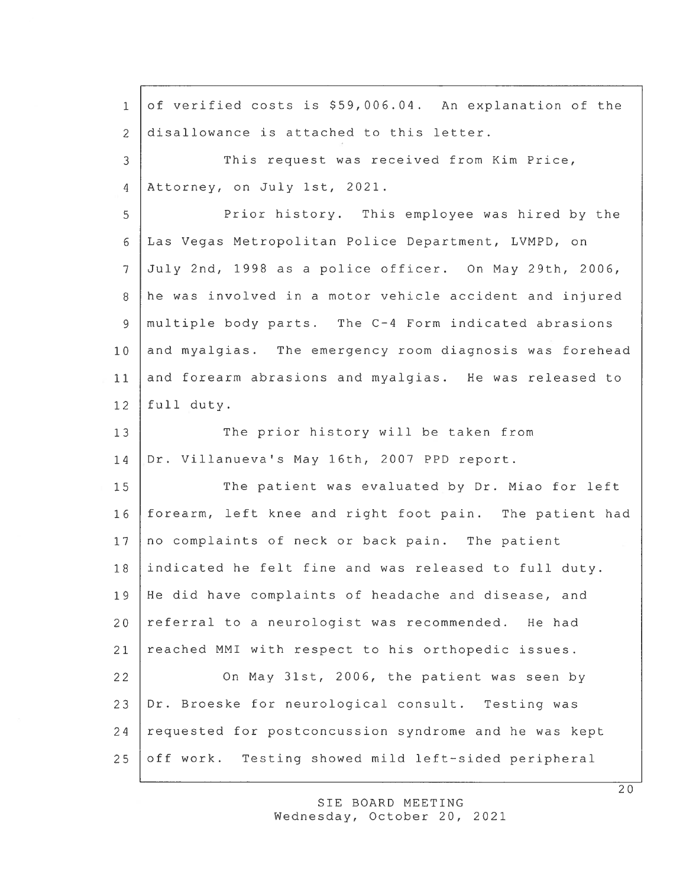of verified costs is $59,006.04. An explanation of the disallowance is attached to this letter.

This request was received from Kim Price, Attorney, on July 1st, 2021.

Prior history. This employee was hired by the Las Vegas Metropolitan Police Department, LVMPD, on July 2nd, 1998 as a police officer. On May 29th, 2006, he was involved in a motor vehicle accident and injured multiple body parts. The C-4 Form indicated abrasions and myalgias. The emergency room diagnosis was forehead and forearm abrasions and myalgias. He was released to full duty.

The prior history will be taken from Dr. Villanueva's May 16th, 2007 PPD report.

The patient was evaluated by Dr. Miao for left forearm, left knee and right foot pain. The patient had no complaints of neck or back pain. The patient indicated he felt fine and was released to full duty. He did have complaints of headache and disease, and referral to a neurologist was recommended. He had reached MMI with respect to his orthopedic issues.

On May 31st, 2006, the patient was seen by Dr. Broeske for neurological consult. Testing was requested for postconcussion syndrome and he was kept off work. Testing showed mild left-sided peripheral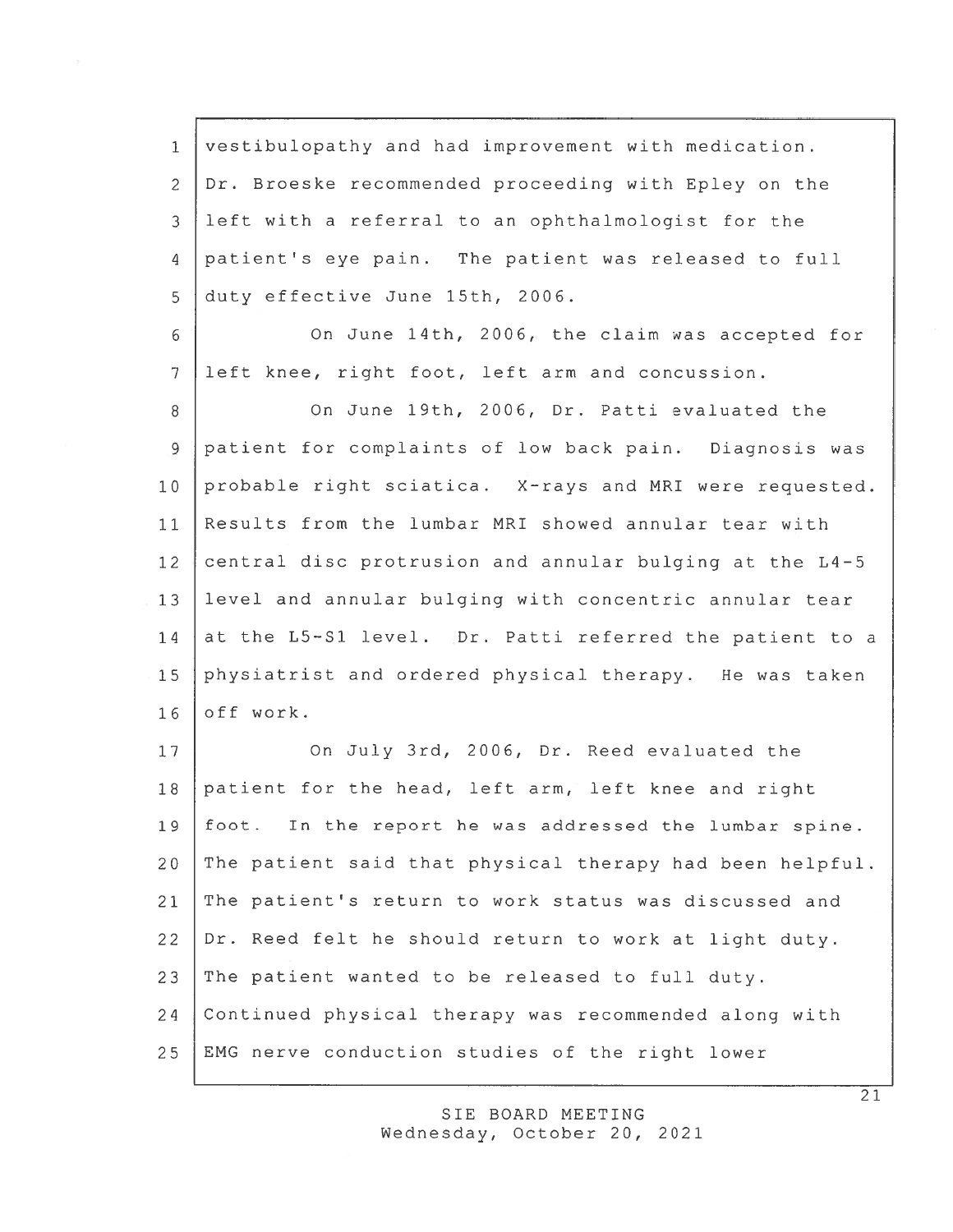vestibulopathy and had improvement with medication. Dr. Broeske recommended proceeding with Epley on the left with a referral to an ophthalmologist for the patient's eye pain. The patient was released to full duty effective June 15th, 2006.

On June 14th, 2006, the claim was accepted for left knee, right foot, left arm and concussion.

On June 19th, 2006, Dr. Patti evaluated the patient for complaints of low back pain. Diagnosis was probable right sciatica. X-rays and MRI were requested. Results from the lumbar MRI showed annular tear with central disc protrusion and annular bulging at the L4-5 level and annular bulging with concentric annular tear at the L5-S1 level. Dr. Patti referred the patient to a physiatrist and ordered physical therapy. He was taken off work.

On July 3rd, 2006, Dr. Reed evaluated the patient for the head, left arm, left knee and right foot. In the report he was addressed the lumbar spine. The patient said that physical therapy had been helpful. The patient's return to work status was discussed and Dr. Reed felt he should return to work at light duty. The patient wanted to be released to full duty. Continued physical therapy was recommended along with EMG nerve conduction studies of the right lower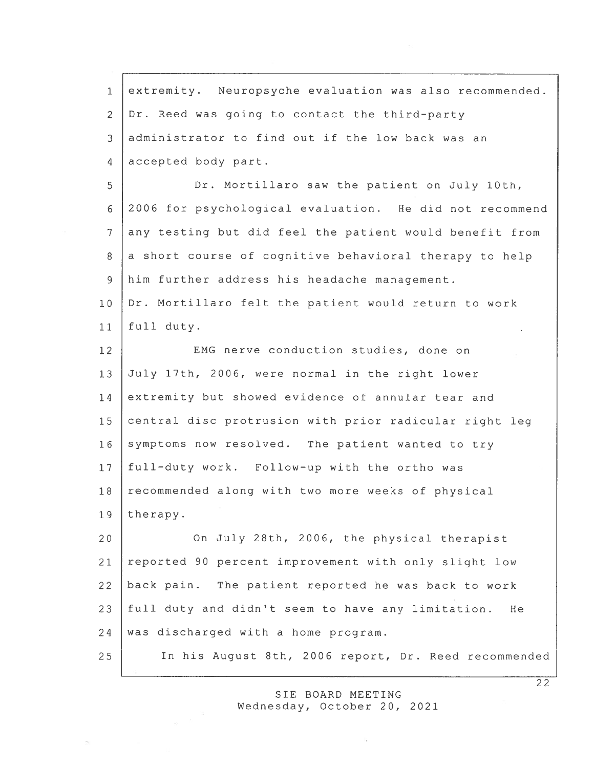extremity. Neuropsyche evaluation was also recommended. Dr. Reed was going to contact the third-party administrator to find out if the low back was an accepted body part.

Dr. Mortillaro saw the patient on July 10th, 2006 for psychological evaluation. He did not recommend any testing but did feel the patient would benefit from a short course of cognitive behavioral therapy to help him further address his headache management. Dr. Mortillaro felt the patient would return to work full duty.

EMG nerve conduction studies, done on July 17th, 2006, were normal in the right lower extremity but showed evidence of annular tear and central disc protrusion with prior radicular right leg symptoms now resolved. The patient wanted to try full-duty work. Follow-up with the ortho was recommended along with two more weeks of physical therapy.

On July 28th, 2006, the physical therapist reported 90 percent improvement with only slight low back pain. The patient reported he was back to work full duty and didn't seem to have any limitation. He was discharged with a home program.

In his August 8th, 2006 report, Dr. Reed recommended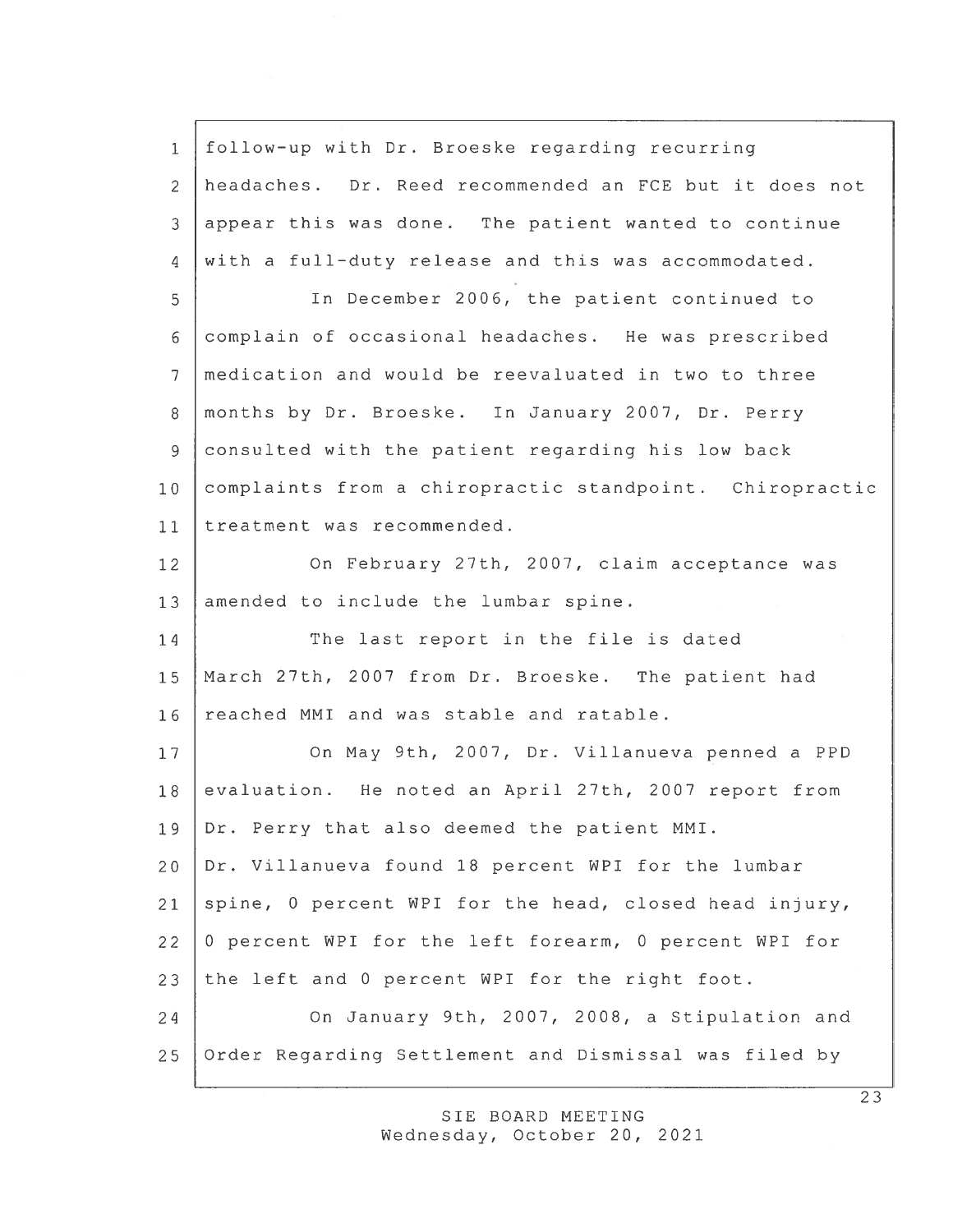follow-up with Dr. Broeske regarding recurring headaches. Dr. Reed recommended an FCE but it does not appear this was done. The patient wanted to continue with a full-duty release and this was accommodated.

In December 2006, the patient continued to complain of occasional headaches. He was prescribed medication and would be reevaluated in two to three months by Dr. Broeske. In January 2007, Dr. Perry consulted with the patient regarding his low back complaints from a chiropractic standpoint. Chiropractic treatment was recommended.

On February 27th, 2007, claim acceptance was amended to include the lumbar spine.

The last report in the file is dated March 27th, 2007 from Dr. Broeske. The patient had reached MMI and was stable and ratable.

On May 9th, 2007, Dr. Villanueva penned a PPD evaluation. He noted an April 27th, 2007 report from Dr. Perry that also deemed the patient MMI. Dr. Villanueva found 18 percent WPI for the lumbar spine, 0 percent WPI for the head, closed head injury, 0 percent WPI for the left forearm, 0 percent WPI for the left and 0 percent WPI for the right foot.

On January 9th, 2007, 2008, a Stipulation and Order Regarding Settlement and Dismissal was filed by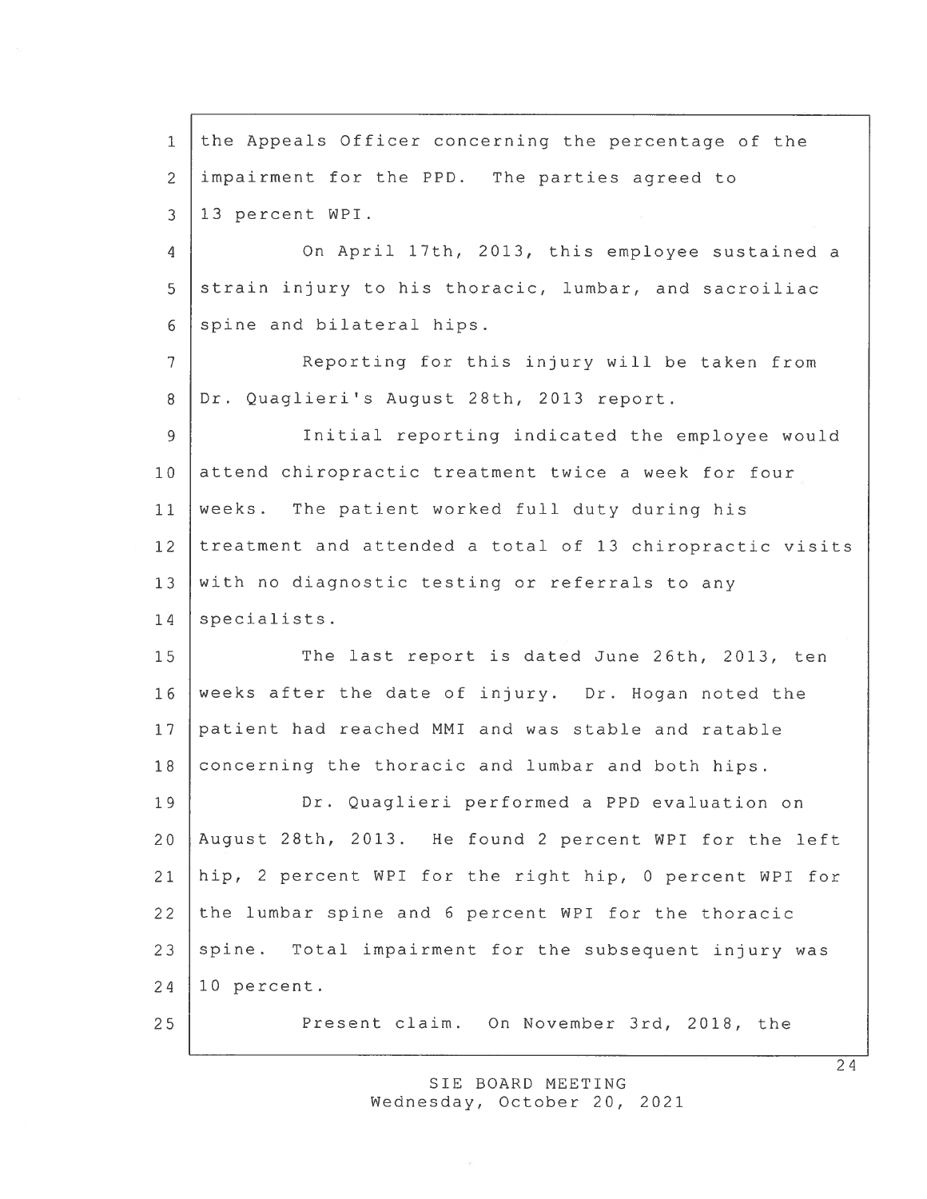the Appeals Officer concerning the percentage of the impairment for the PPD. The parties agreed to 13 percent WPI.

On April 17th, 2013, this employee sustained a strain injury to his thoracic, lumbar, and sacroiliac spine and bilateral hips.

Reporting for this injury will be taken from Dr. Quaglieri's August 28th, 2013 report.

Initial reporting indicated the employee would attend chiropractic treatment twice a week for four weeks. The patient worked full duty during his treatment and attended a total of 13 chiropractic visits with no diagnostic testing or referrals to any specialists.

The last report is dated June 26th, 2013, ten weeks after the date of injury. Dr. Hogan noted the patient had reached MMI and was stable and ratable concerning the thoracic and lumbar and both hips.

Dr. Quaglieri performed a PPD evaluation on August 28th, 2013. He found 2 percent WPI for the left hip, 2 percent WPI for the right hip, 0 percent WPI for the lumbar spine and 6 percent WPI for the thoracic spine. Total impairment for the subsequent injury was 10 percent.

Present claim. On November 3rd, 2018, the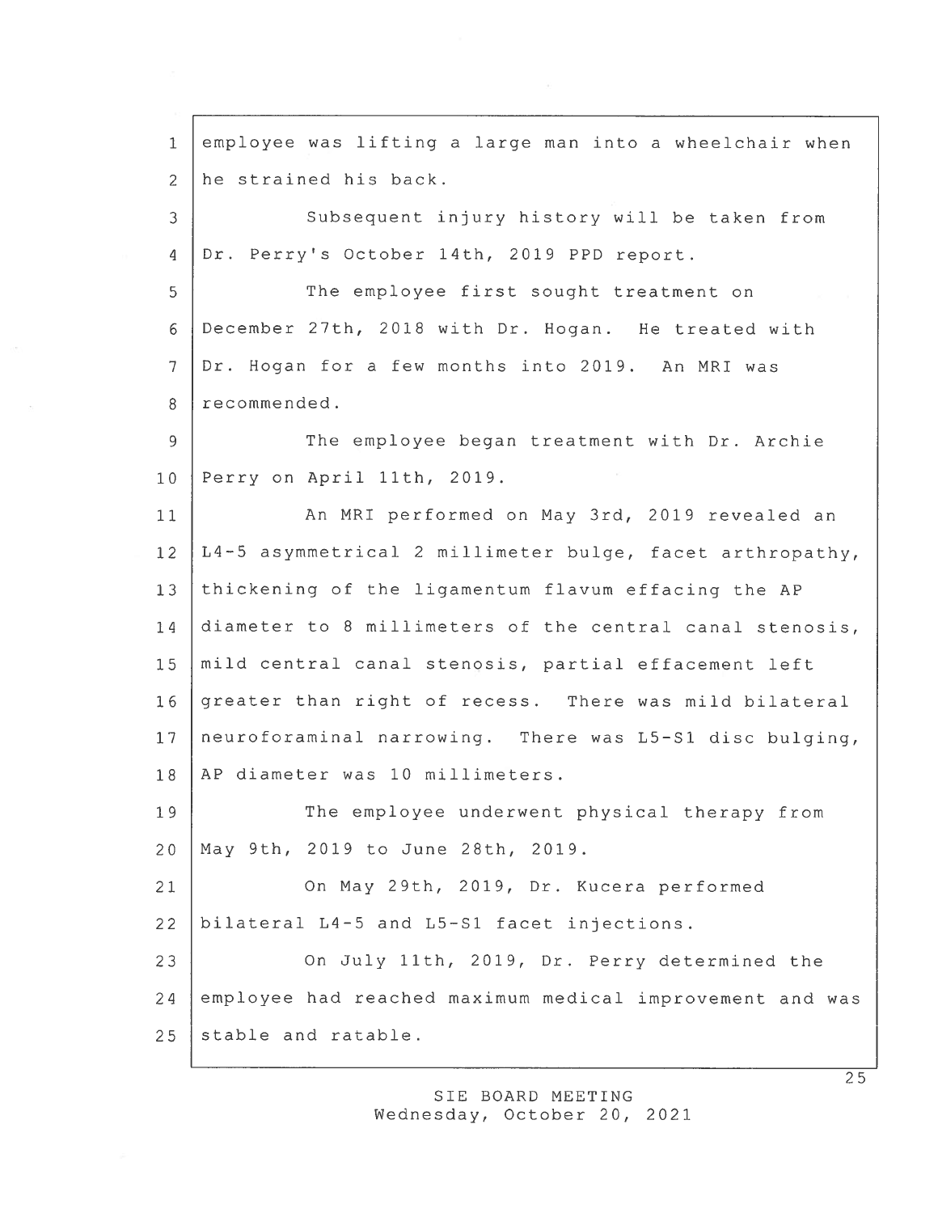employee was lifting a large man into a wheelchair when he strained his back.

Subsequent injury history will be taken from Dr. Perry's October 14th, 2019 PPD report.

The employee first sought treatment on December 27th, 2018 with Dr. Hogan. He treated with Dr. Hogan for a few months into 2019. An MRI was recommended.

The employee began treatment with Dr. Archie Perry on April 11th, 2019.

An MRI performed on May 3rd, 2019 revealed an L4-5 asymmetrical 2 millimeter bulge, facet arthropathy, thickening of the ligamentum flavum effacing the AP diameter to 8 millimeters of the central canal stenosis, mild central canal stenosis, partial effacement left greater than right of recess. There was mild bilateral neuroforaminal narrowing. There was L5-S1 disc bulging, AP diameter was 10 millimeters.

The employee underwent physical therapy from May 9th, 2019 to June 28th, 2019.

On May 29th, 2019, Dr. Kucera performed bilateral L4-5 and L5-S1 facet injections.

On July 11th, 2019, Dr. Perry determined the employee had reached maximum medical improvement and was stable and ratable.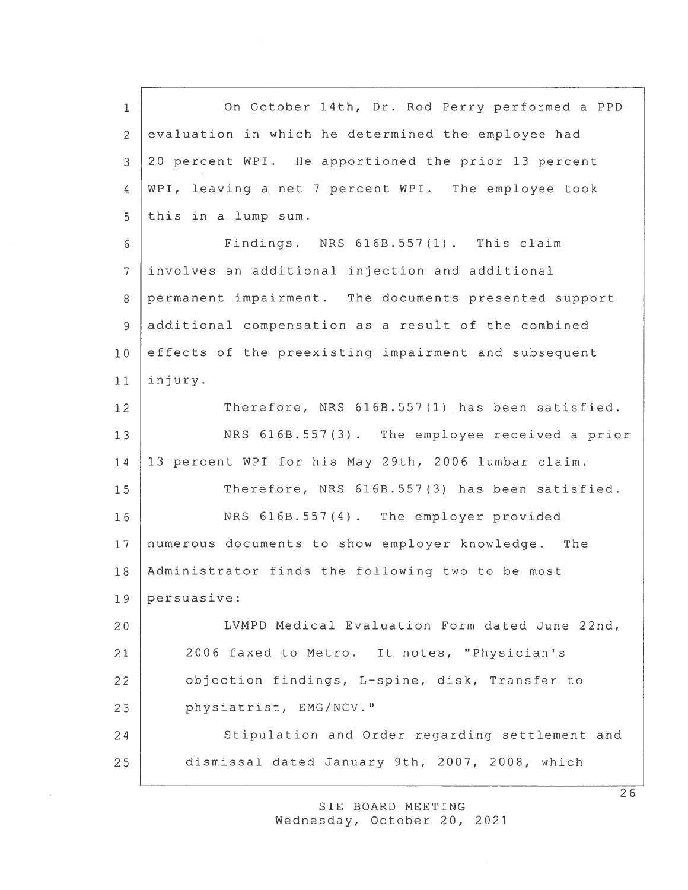On October 14th, Dr. Rod Perry performed a PPD evaluation in which he determined the employee had 20 percent WPI. He apportioned the prior 13 percent WPI, leaving a net 7 percent WPI. The employee took this in a lump sum.

Findings. NRS 616B.557(1). This claim involves an additional injection and additional permanent impairment. The documents presented support additional compensation as a result of the combined effects of the preexisting impairment and subsequent injury.

Therefore, NRS 616B.557(1) has been satisfied.

NRS 616B.557(3). The employee received a prior 13 percent WPI for his May 29th, 2006 lumbar claim.

Therefore, NRS 616B.557(3) has been satisfied.

NRS 616B.557(4). The employer provided numerous documents to show employer knowledge. The Administrator finds the following two to be most persuasive:

LVMPD Medical Evaluation Form dated June 22nd, 2006 faxed to Metro. It notes, "Physician's objection findings, L-spine, disk, Transfer to physiatrist, EMG/NCV."

Stipulation and Order regarding settlement and dismissal dated January 9th, 2007, 2008, which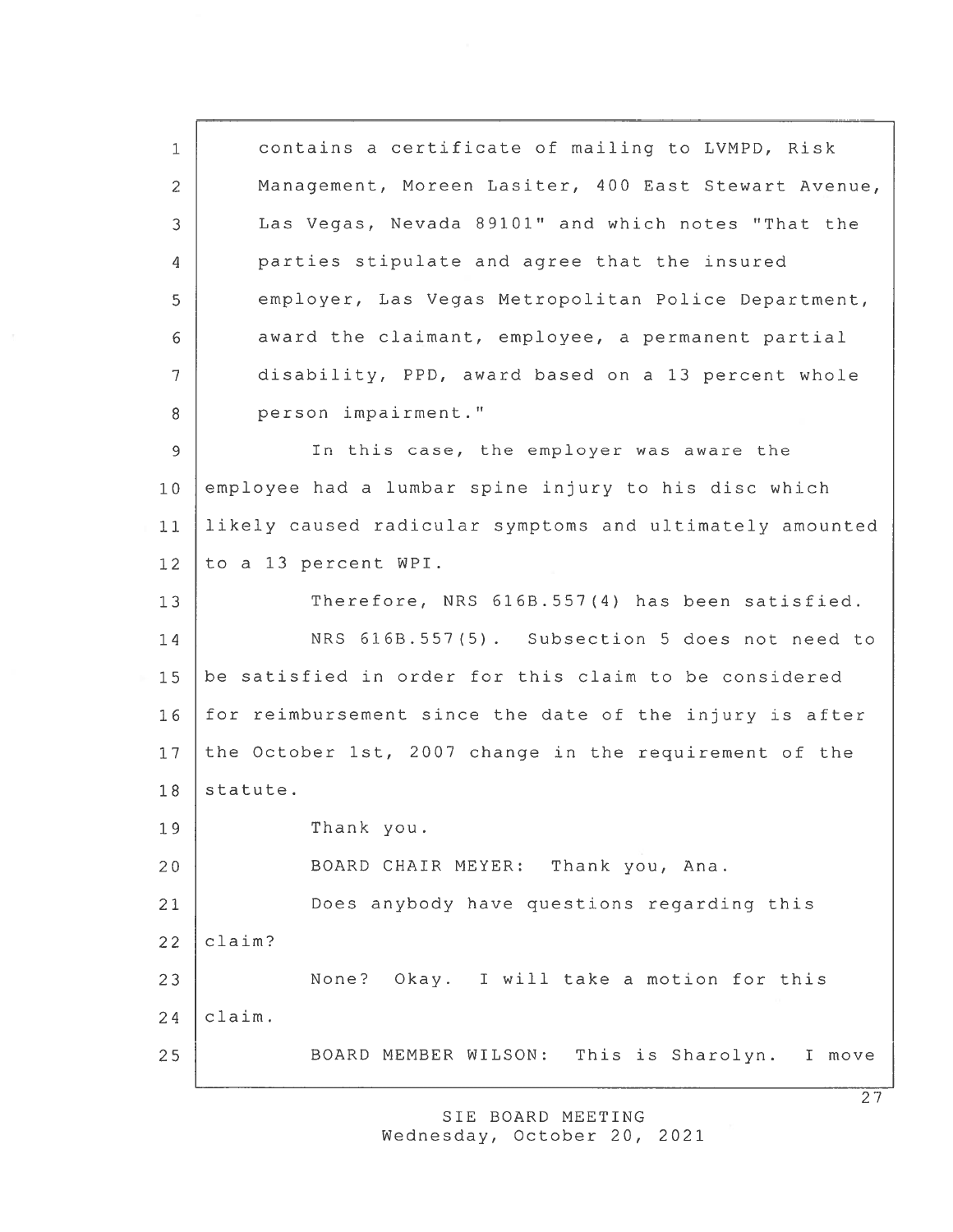contains a certificate of mailing to LVMPD, Risk Management, Moreen Lasiter, 400 East Stewart Avenue, Las Vegas, Nevada 89101" and which notes "That the parties stipulate and agree that the insured employer, Las Vegas Metropolitan Police Department, award the claimant, employee, a permanent partial disability, PPD, award based on a 13 percent whole person impairment."

In this case, the employer was aware the employee had a lumbar spine injury to his disc which likely caused radicular symptoms and ultimately amounted to a 13 percent WPI.

Therefore, NRS 616B.557(4) has been satisfied.

NRS 616B.557(5). Subsection 5 does not need to be satisfied in order for this claim to be considered for reimbursement since the date of the injury is after the October 1st, 2007 change in the requirement of the statute.

Thank you.

BOARD CHAIR MEYER: Thank you, Ana.

Does anybody have questions regarding this claim?

None? Okay. I will take a motion for this claim.

BOARD MEMBER WILSON: This is Sharolyn. I move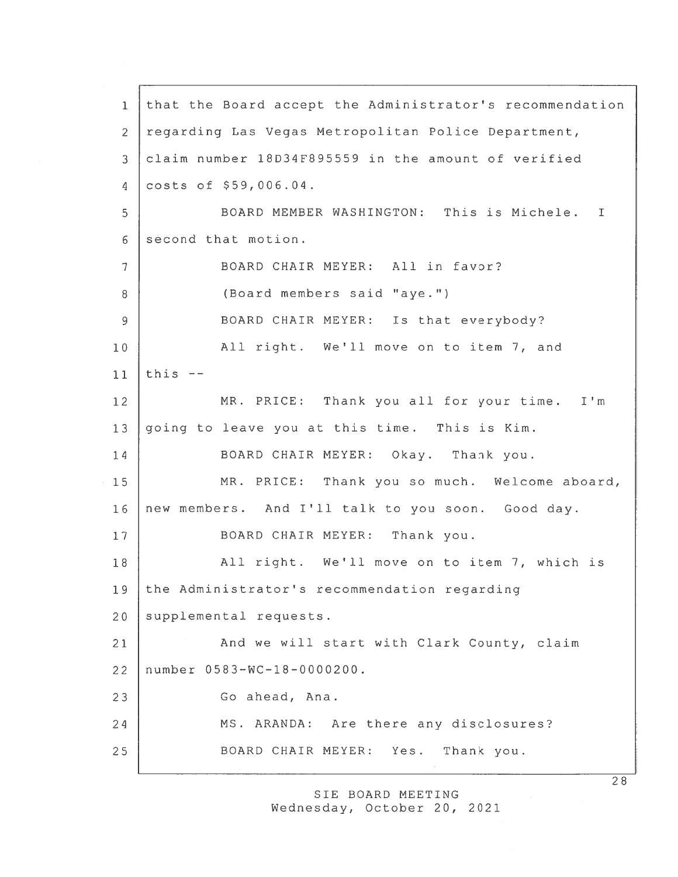that the Board accept the Administrator's recommendation regarding Las Vegas Metropolitan Police Department, claim number 18D34F895559 in the amount of verified costs of $59,006.04.

BOARD MEMBER WASHINGTON: This is Michele. I second that motion.

BOARD CHAIR MEYER: All in favor?

(Board members said "aye.")

BOARD CHAIR MEYER: Is that everybody?

All right. We'll move on to item 7, and this --

MR. PRICE: Thank you all for your time. I'm going to leave you at this time. This is Kim.

BOARD CHAIR MEYER: Okay. Thank you.

MR. PRICE: Thank you so much. Welcome aboard, new members. And I'll talk to you soon. Good day.

BOARD CHAIR MEYER: Thank you.

All right. We'll move on to item 7, which is the Administrator's recommendation regarding supplemental requests.

And we will start with Clark County, claim number 0583-WC-18-0000200.

Go ahead, Ana.

MS. ARANDA: Are there any disclosures?

BOARD CHAIR MEYER: Yes. Thank you.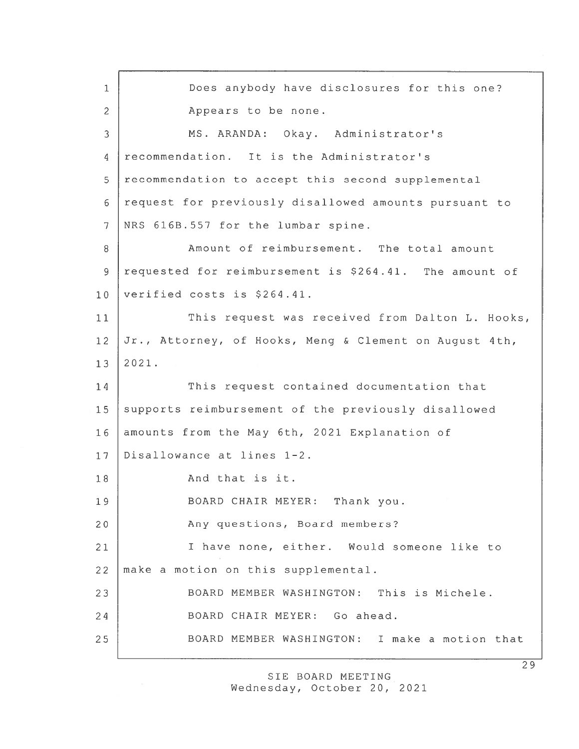Does anybody have disclosures for this one?

Appears to be none.

MS. ARANDA: Okay. Administrator's recommendation. It is the Administrator's recommendation to accept this second supplemental request for previously disallowed amounts pursuant to NRS 616B.557 for the lumbar spine.

Amount of reimbursement. The total amount requested for reimbursement is $264.41. The amount of verified costs is $264.41.

This request was received from Dalton L. Hooks, Jr., Attorney, of Hooks, Meng & Clement on August 4th, 2021.

This request contained documentation that supports reimbursement of the previously disallowed amounts from the May 6th, 2021 Explanation of Disallowance at lines 1-2.

And that is it.

BOARD CHAIR MEYER: Thank you.

Any questions, Board members?

I have none, either. Would someone like to make a motion on this supplemental.

BOARD MEMBER WASHINGTON: This is Michele.

BOARD CHAIR MEYER: Go ahead.

BOARD MEMBER WASHINGTON: I make a motion that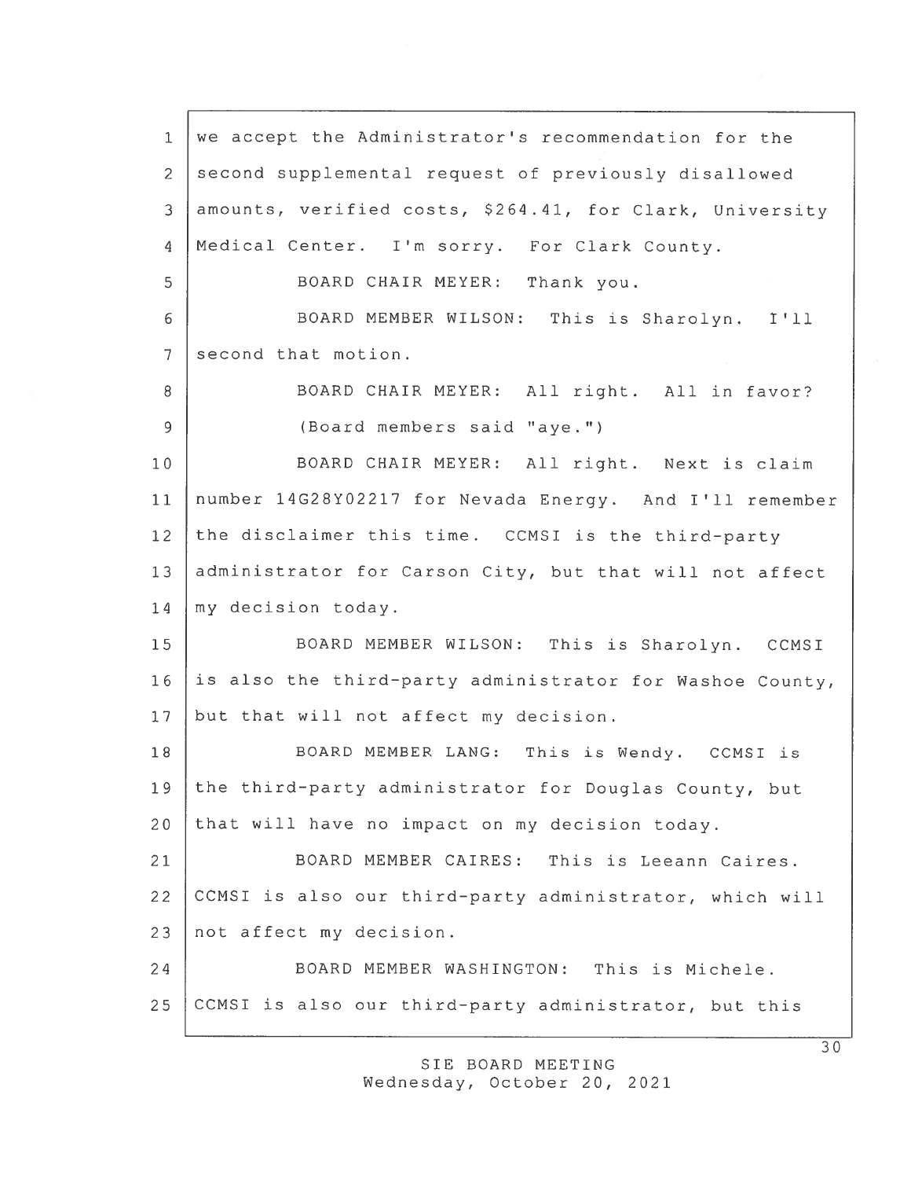1 we accept the Administrator's recommendation for the
2 second supplemental request of previously disallowed
3 amounts, verified costs, $264.41, for Clark, University
4 Medical Center. I'm sorry. For Clark County.
5 BOARD CHAIR MEYER: Thank you.
6 BOARD MEMBER WILSON: This is Sharolyn. I'll
7 second that motion.
8 BOARD CHAIR MEYER: All right. All in favor?
9 (Board members said "aye.")
10 BOARD CHAIR MEYER: All right. Next is claim
11 number 14G28Y02217 for Nevada Energy. And I'll remember
12 the disclaimer this time. CCMSI is the third-party
13 administrator for Carson City, but that will not affect
14 my decision today.
15 BOARD MEMBER WILSON: This is Sharolyn. CCMSI
16 is also the third-party administrator for Washoe County,
17 but that will not affect my decision.
18 BOARD MEMBER LANG: This is Wendy. CCMSI is
19 the third-party administrator for Douglas County, but
20 that will have no impact on my decision today.
21 BOARD MEMBER CAIRES: This is Leeann Caires.
22 CCMSI is also our third-party administrator, which will
23 not affect my decision.
24 BOARD MEMBER WASHINGTON: This is Michele.
25 CCMSI is also our third-party administrator, but this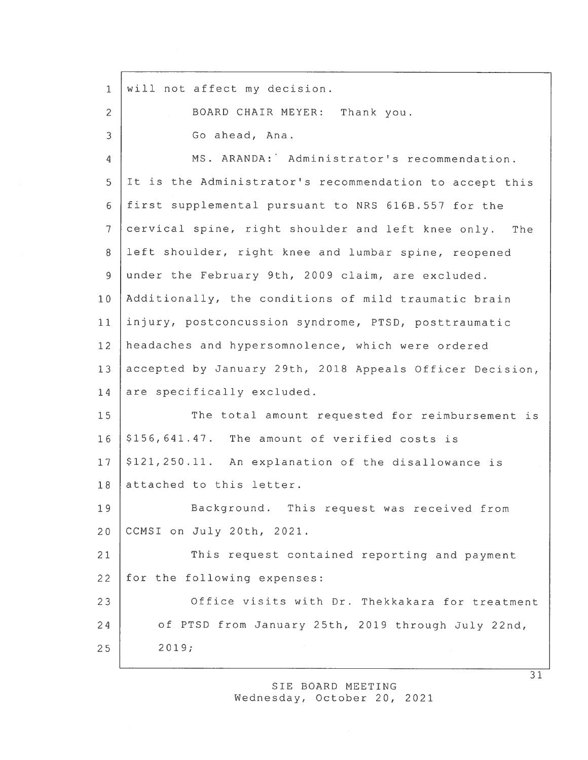will not affect my decision.

BOARD CHAIR MEYER: Thank you.

Go ahead, Ana.

MS. ARANDA: Administrator's recommendation. It is the Administrator's recommendation to accept this first supplemental pursuant to NRS 616B.557 for the cervical spine, right shoulder and left knee only. The left shoulder, right knee and lumbar spine, reopened under the February 9th, 2009 claim, are excluded. Additionally, the conditions of mild traumatic brain injury, postconcussion syndrome, PTSD, posttraumatic headaches and hypersomnolence, which were ordered accepted by January 29th, 2018 Appeals Officer Decision, are specifically excluded.

The total amount requested for reimbursement is $156,641.47. The amount of verified costs is $121,250.11. An explanation of the disallowance is attached to this letter.

Background. This request was received from CCMSI on July 20th, 2021.

This request contained reporting and payment for the following expenses:

Office visits with Dr. Thekkakara for treatment of PTSD from January 25th, 2019 through July 22nd, 2019;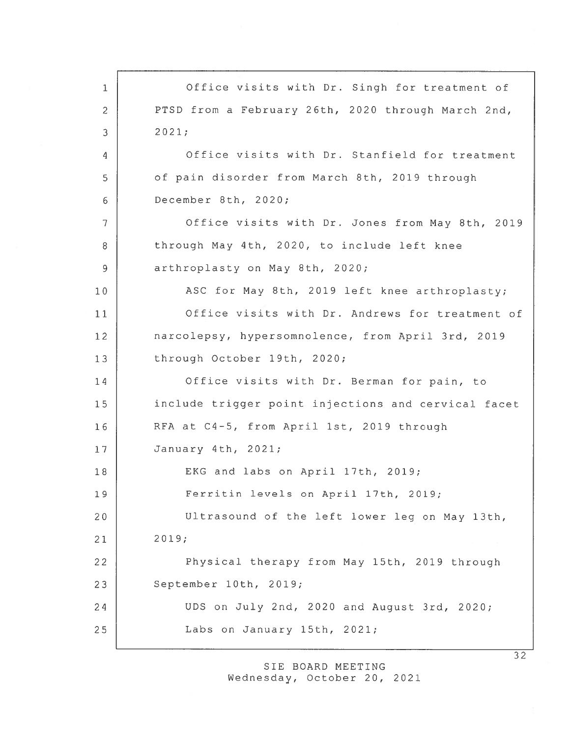Office visits with Dr. Singh for treatment of PTSD from a February 26th, 2020 through March 2nd, 2021;

Office visits with Dr. Stanfield for treatment of pain disorder from March 8th, 2019 through December 8th, 2020;

Office visits with Dr. Jones from May 8th, 2019 through May 4th, 2020, to include left knee arthroplasty on May 8th, 2020;

ASC for May 8th, 2019 left knee arthroplasty;

Office visits with Dr. Andrews for treatment of narcolepsy, hypersomnolence, from April 3rd, 2019 through October 19th, 2020;

Office visits with Dr. Berman for pain, to include trigger point injections and cervical facet RFA at C4-5, from April 1st, 2019 through January 4th, 2021;

EKG and labs on April 17th, 2019;

Ferritin levels on April 17th, 2019;

Ultrasound of the left lower leg on May 13th, 2019;

Physical therapy from May 15th, 2019 through September 10th, 2019;

UDS on July 2nd, 2020 and August 3rd, 2020;

Labs on January 15th, 2021;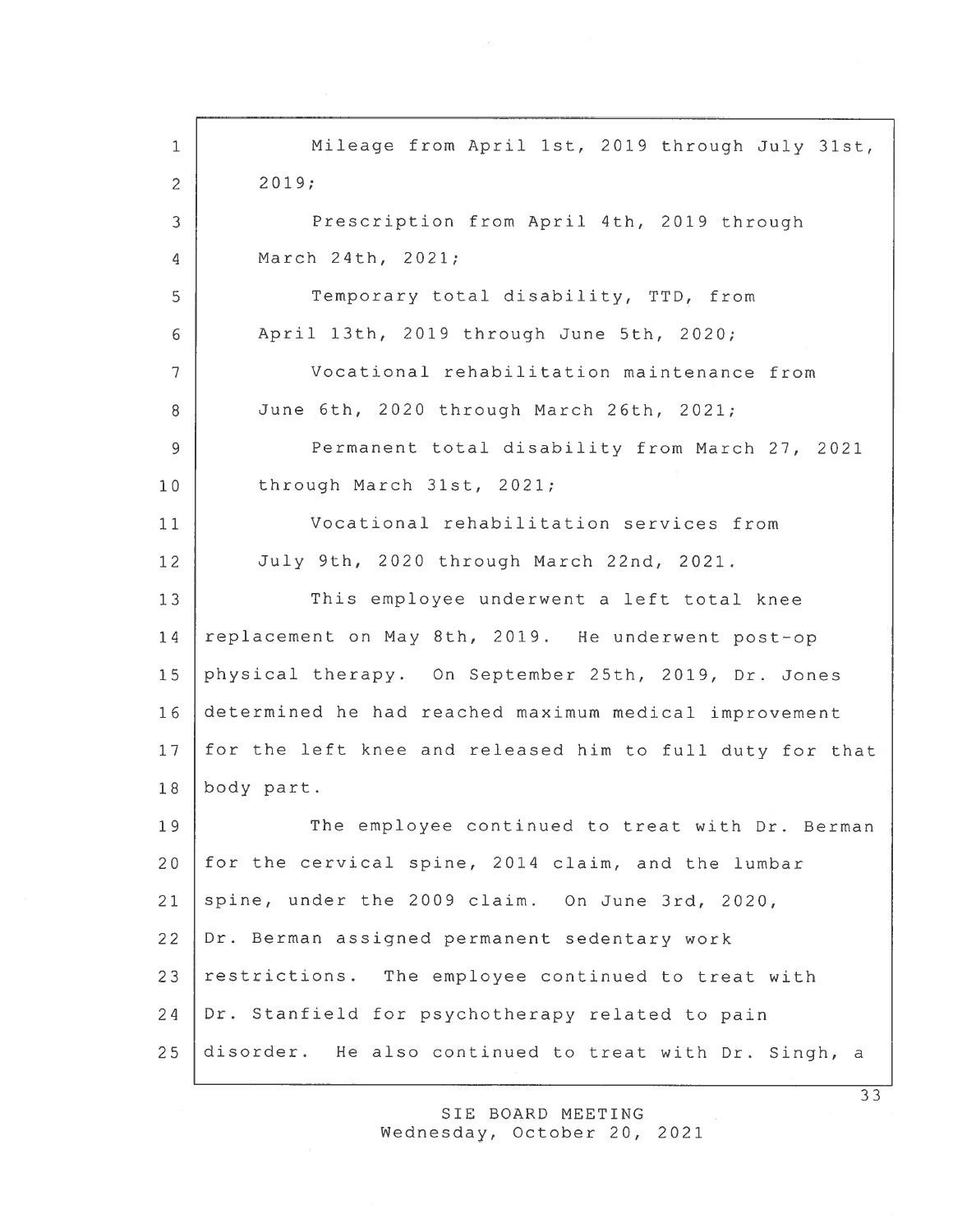Mileage from April 1st, 2019 through July 31st, 2019;

Prescription from April 4th, 2019 through March 24th, 2021;

Temporary total disability, TTD, from April 13th, 2019 through June 5th, 2020;

Vocational rehabilitation maintenance from June 6th, 2020 through March 26th, 2021;

Permanent total disability from March 27, 2021 through March 31st, 2021;

Vocational rehabilitation services from July 9th, 2020 through March 22nd, 2021.

This employee underwent a left total knee replacement on May 8th, 2019. He underwent post-op physical therapy. On September 25th, 2019, Dr. Jones determined he had reached maximum medical improvement for the left knee and released him to full duty for that body part.

The employee continued to treat with Dr. Berman for the cervical spine, 2014 claim, and the lumbar spine, under the 2009 claim. On June 3rd, 2020, Dr. Berman assigned permanent sedentary work restrictions. The employee continued to treat with Dr. Stanfield for psychotherapy related to pain disorder. He also continued to treat with Dr. Singh, a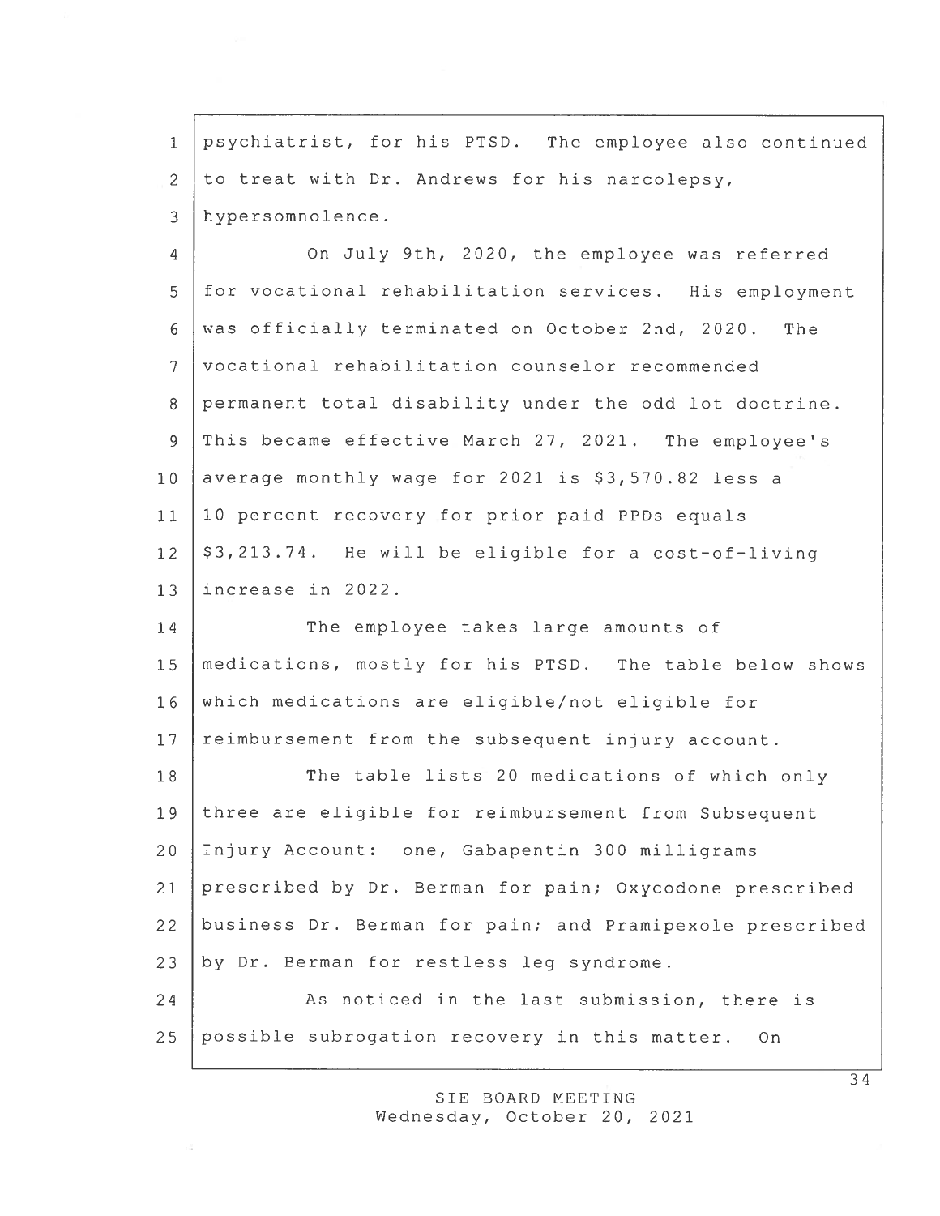psychiatrist, for his PTSD. The employee also continued to treat with Dr. Andrews for his narcolepsy, hypersomnolence.

On July 9th, 2020, the employee was referred for vocational rehabilitation services. His employment was officially terminated on October 2nd, 2020. The vocational rehabilitation counselor recommended permanent total disability under the odd lot doctrine. This became effective March 27, 2021. The employee's average monthly wage for 2021 is $3,570.82 less a 10 percent recovery for prior paid PPDs equals $3,213.74. He will be eligible for a cost-of-living increase in 2022.

The employee takes large amounts of medications, mostly for his PTSD. The table below shows which medications are eligible/not eligible for reimbursement from the subsequent injury account.

The table lists 20 medications of which only three are eligible for reimbursement from Subsequent Injury Account: one, Gabapentin 300 milligrams prescribed by Dr. Berman for pain; Oxycodone prescribed business Dr. Berman for pain; and Pramipexole prescribed by Dr. Berman for restless leg syndrome.

As noticed in the last submission, there is possible subrogation recovery in this matter. On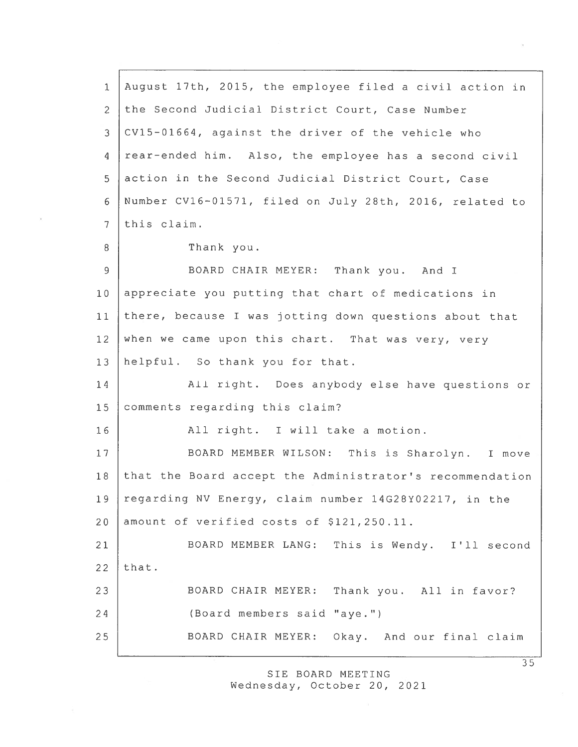August 17th, 2015, the employee filed a civil action in the Second Judicial District Court, Case Number CV15-01664, against the driver of the vehicle who rear-ended him. Also, the employee has a second civil action in the Second Judicial District Court, Case Number CV16-01571, filed on July 28th, 2016, related to this claim.

Thank you.

BOARD CHAIR MEYER: Thank you. And I appreciate you putting that chart of medications in there, because I was jotting down questions about that when we came upon this chart. That was very, very helpful. So thank you for that.

All right. Does anybody else have questions or comments regarding this claim?

All right. I will take a motion.

BOARD MEMBER WILSON: This is Sharolyn. I move that the Board accept the Administrator's recommendation regarding NV Energy, claim number 14G28Y02217, in the amount of verified costs of $121,250.11.

BOARD MEMBER LANG: This is Wendy. I'll second that.

BOARD CHAIR MEYER: Thank you. All in favor?

(Board members said "aye.")

BOARD CHAIR MEYER: Okay. And our final claim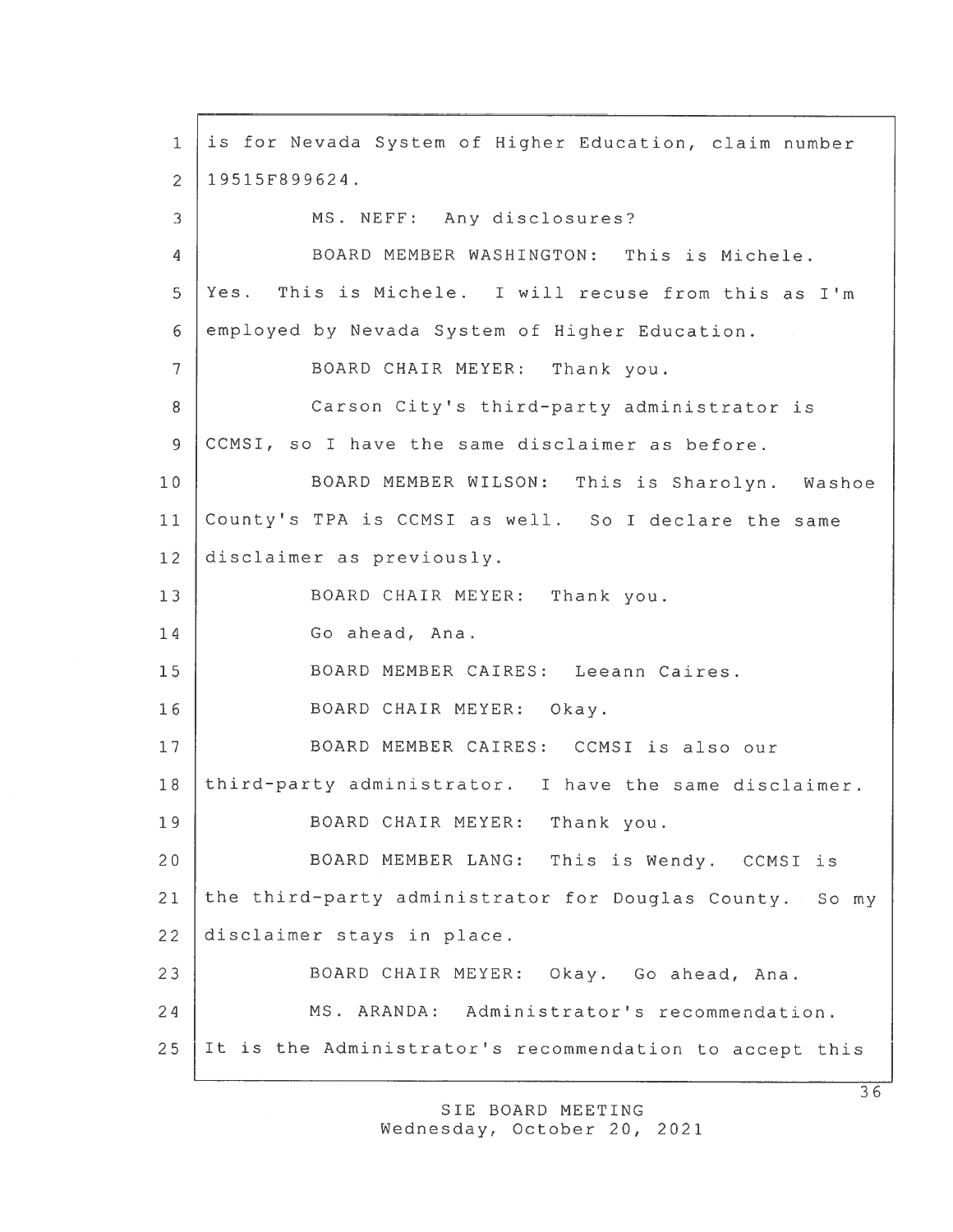is for Nevada System of Higher Education, claim number 19515F899624.

MS. NEFF: Any disclosures?

BOARD MEMBER WASHINGTON: This is Michele. Yes. This is Michele. I will recuse from this as I'm employed by Nevada System of Higher Education.

BOARD CHAIR MEYER: Thank you.

Carson City's third-party administrator is CCMSI, so I have the same disclaimer as before.

BOARD MEMBER WILSON: This is Sharolyn. Washoe County's TPA is CCMSI as well. So I declare the same disclaimer as previously.

BOARD CHAIR MEYER: Thank you.

Go ahead, Ana.

BOARD MEMBER CAIRES: Leeann Caires.

BOARD CHAIR MEYER: Okay.

BOARD MEMBER CAIRES: CCMSI is also our third-party administrator. I have the same disclaimer.

BOARD CHAIR MEYER: Thank you.

BOARD MEMBER LANG: This is Wendy. CCMSI is the third-party administrator for Douglas County. So my disclaimer stays in place.

BOARD CHAIR MEYER: Okay. Go ahead, Ana.

MS. ARANDA: Administrator's recommendation. It is the Administrator's recommendation to accept this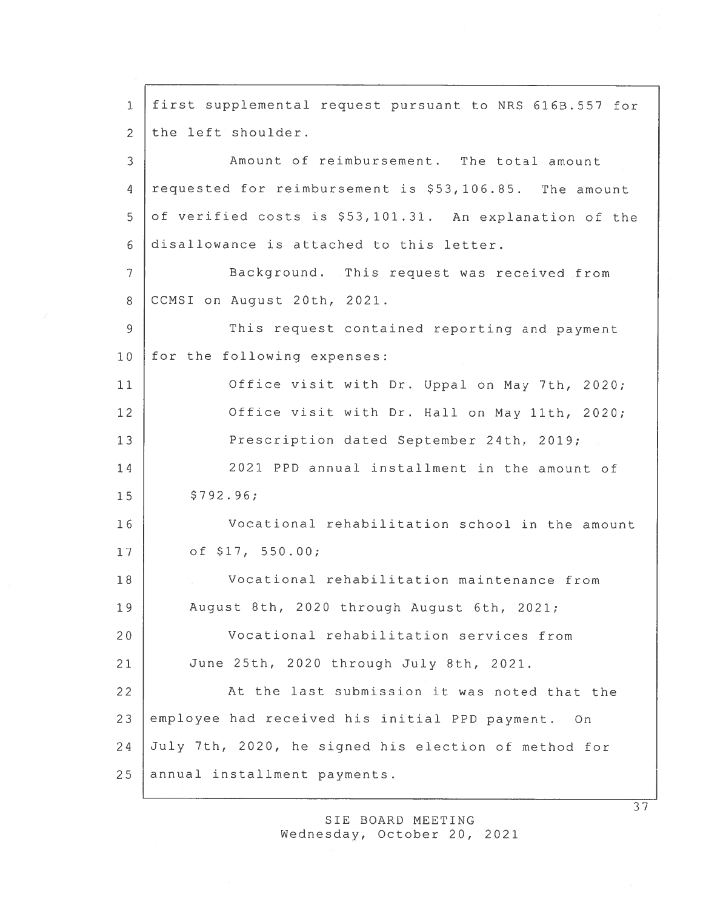first supplemental request pursuant to NRS 616B.557 for the left shoulder.

Amount of reimbursement. The total amount requested for reimbursement is $53,106.85. The amount of verified costs is $53,101.31. An explanation of the disallowance is attached to this letter.

Background. This request was received from CCMSI on August 20th, 2021.

This request contained reporting and payment for the following expenses:

Office visit with Dr. Uppal on May 7th, 2020;

Office visit with Dr. Hall on May 11th, 2020;

Prescription dated September 24th, 2019;

2021 PPD annual installment in the amount of $792.96;

Vocational rehabilitation school in the amount of $17, 550.00;

Vocational rehabilitation maintenance from August 8th, 2020 through August 6th, 2021;

Vocational rehabilitation services from June 25th, 2020 through July 8th, 2021.

At the last submission it was noted that the employee had received his initial PPD payment. On July 7th, 2020, he signed his election of method for annual installment payments.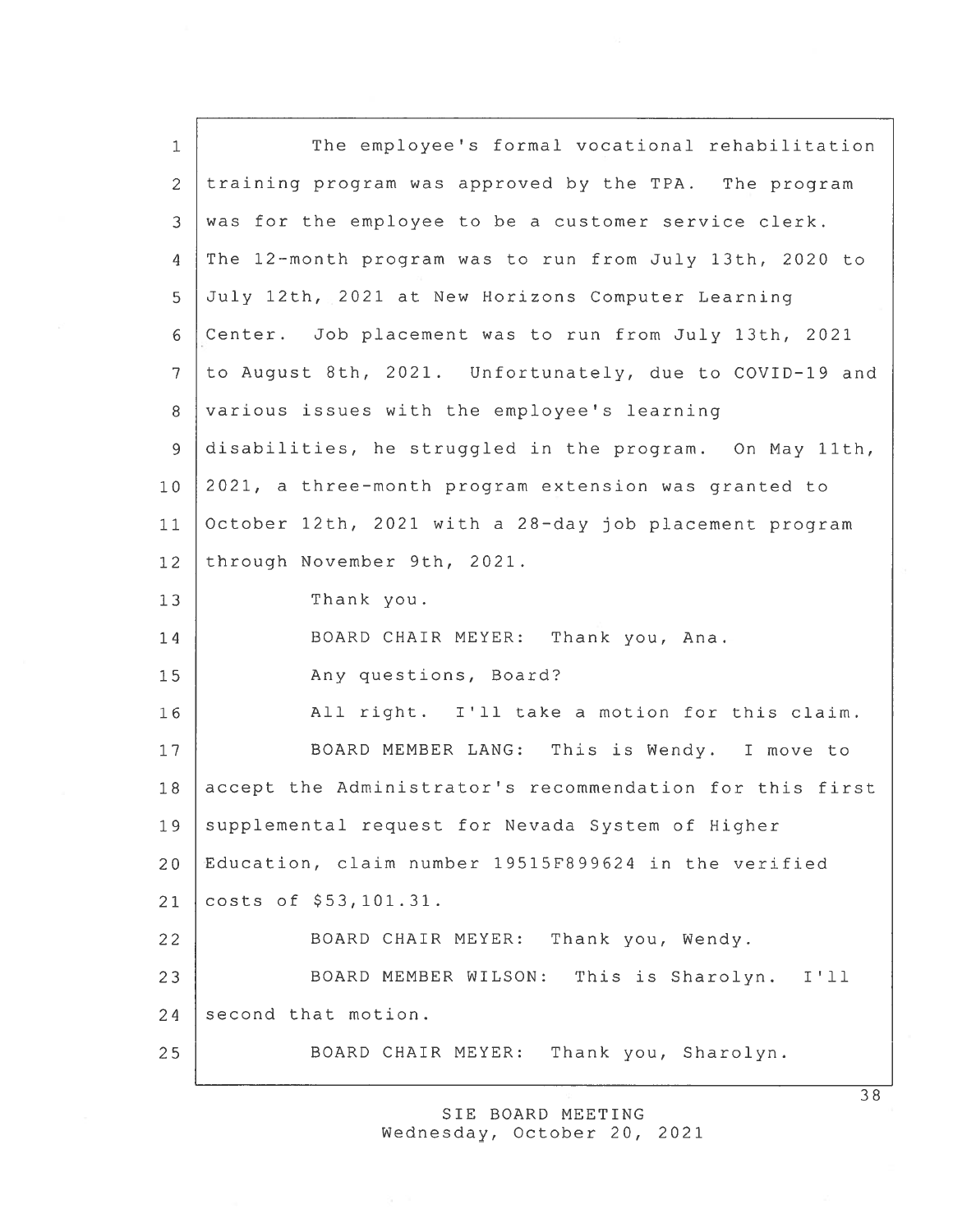The employee's formal vocational rehabilitation training program was approved by the TPA. The program was for the employee to be a customer service clerk. The 12-month program was to run from July 13th, 2020 to July 12th, 2021 at New Horizons Computer Learning Center. Job placement was to run from July 13th, 2021 to August 8th, 2021. Unfortunately, due to COVID-19 and various issues with the employee's learning disabilities, he struggled in the program. On May 11th, 2021, a three-month program extension was granted to October 12th, 2021 with a 28-day job placement program through November 9th, 2021.

Thank you.

BOARD CHAIR MEYER: Thank you, Ana.

Any questions, Board?

All right. I'll take a motion for this claim.

BOARD MEMBER LANG: This is Wendy. I move to accept the Administrator's recommendation for this first supplemental request for Nevada System of Higher Education, claim number 19515F899624 in the verified costs of $53,101.31.

BOARD CHAIR MEYER: Thank you, Wendy.

BOARD MEMBER WILSON: This is Sharolyn. I'll second that motion.

BOARD CHAIR MEYER: Thank you, Sharolyn.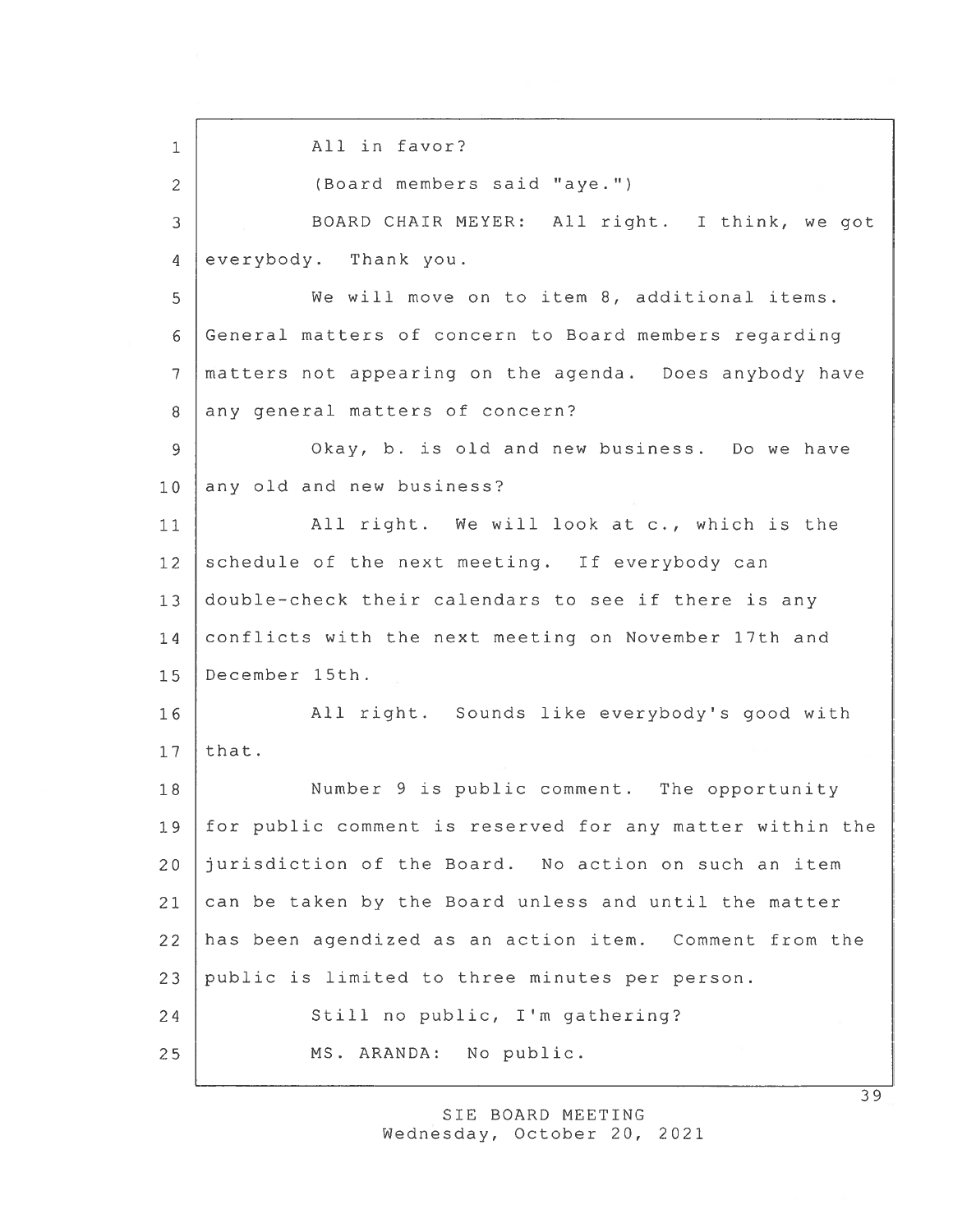All in favor?

(Board members said "aye.")

BOARD CHAIR MEYER: All right. I think, we got everybody. Thank you.

We will move on to item 8, additional items. General matters of concern to Board members regarding matters not appearing on the agenda. Does anybody have any general matters of concern?

Okay, b. is old and new business. Do we have any old and new business?

All right. We will look at c., which is the schedule of the next meeting. If everybody can double-check their calendars to see if there is any conflicts with the next meeting on November 17th and December 15th.

All right. Sounds like everybody's good with that.

Number 9 is public comment. The opportunity for public comment is reserved for any matter within the jurisdiction of the Board. No action on such an item can be taken by the Board unless and until the matter has been agendized as an action item. Comment from the public is limited to three minutes per person.

Still no public, I'm gathering?

MS. ARANDA: No public.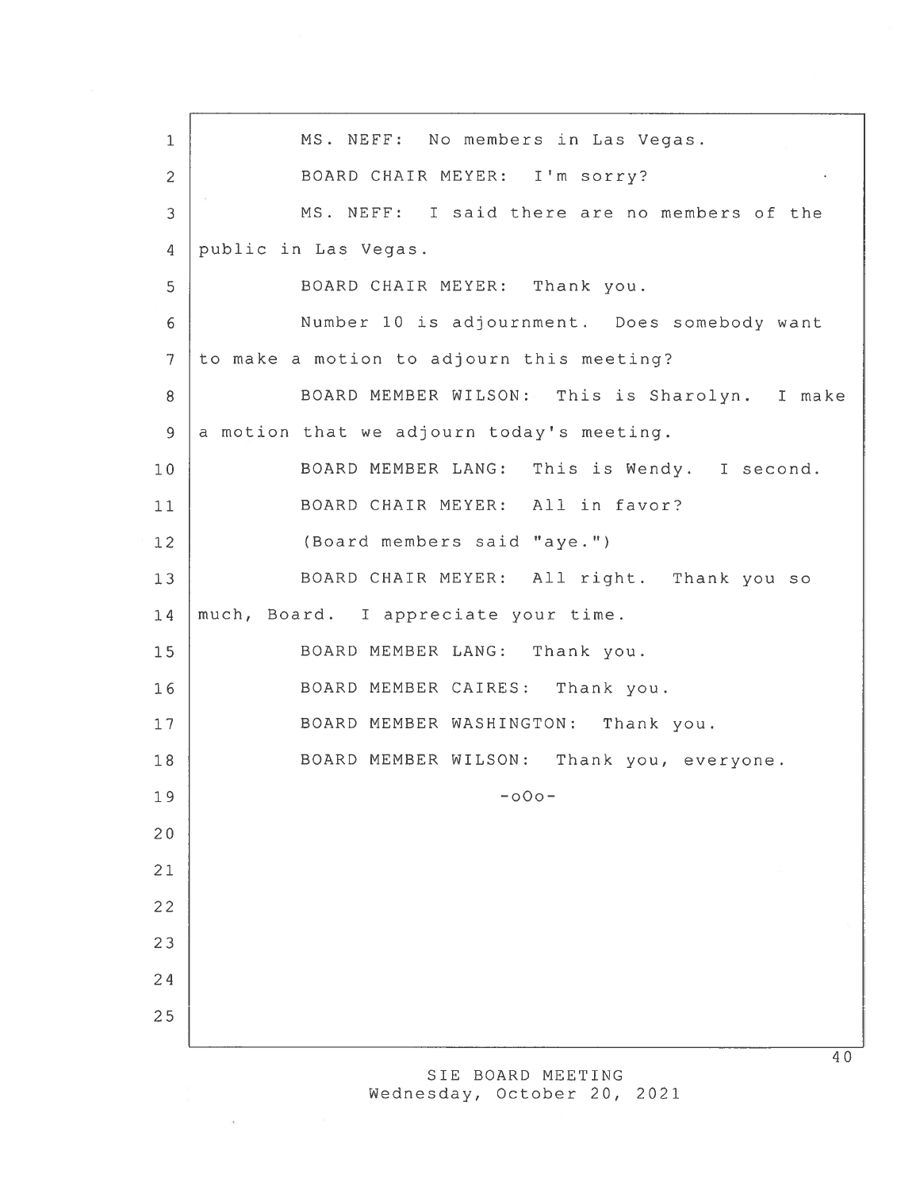MS. NEFF: No members in Las Vegas.

BOARD CHAIR MEYER: I'm sorry?

MS. NEFF: I said there are no members of the public in Las Vegas.

BOARD CHAIR MEYER: Thank you.

Number 10 is adjournment. Does somebody want to make a motion to adjourn this meeting?

BOARD MEMBER WILSON: This is Sharolyn. I make a motion that we adjourn today's meeting.

BOARD MEMBER LANG: This is Wendy. I second.

BOARD CHAIR MEYER: All in favor?

(Board members said "aye.")

BOARD CHAIR MEYER: All right. Thank you so much, Board. I appreciate your time.

BOARD MEMBER LANG: Thank you.

BOARD MEMBER CAIRES: Thank you.

BOARD MEMBER WASHINGTON: Thank you.

BOARD MEMBER WILSON: Thank you, everyone.

-oOo-